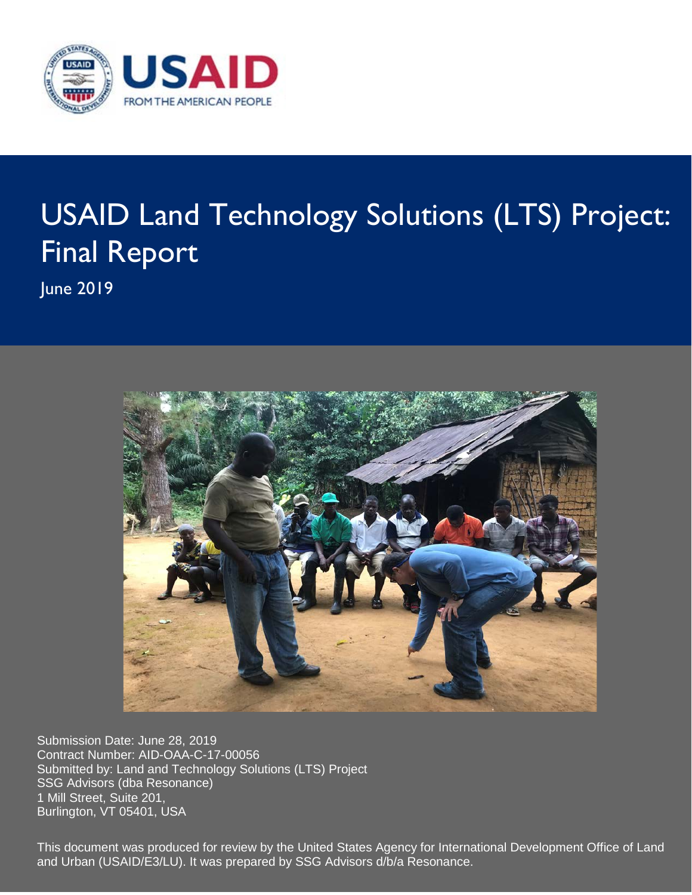USAID
FROM THE AMERICAN PEOPLE

# USAID Land Technology Solutions (LTS) Project: Final Report

June 2019

Submission Date: June 28, 2019
Contract Number: AID-OAA-C-17-00056
Submitted by: Land and Technology Solutions (LTS) Project
SSG Advisors (dba Resonance)
1 Mill Street, Suite 201,
Burlington, VT 05401, USA

This document was produced for review by the United States Agency for International Development Office of Land and Urban (USAID/E3/LU). It was prepared by SSG Advisors d/b/a Resonance.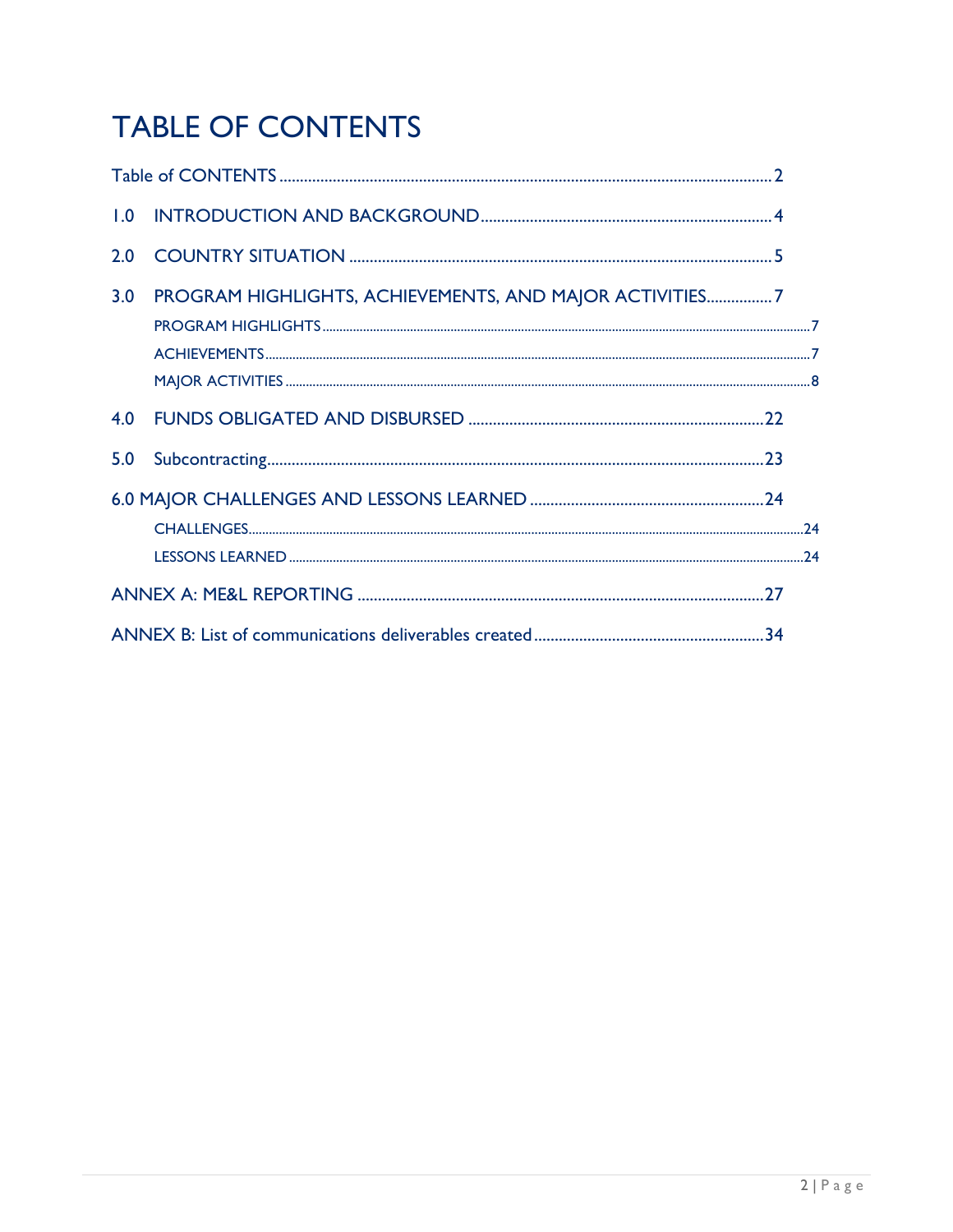# TABLE OF CONTENTS

Table of CONTENTS ........................................ 2

1.0 INTRODUCTION AND BACKGROUND ........................................ 4

2.0 COUNTRY SITUATION ........................................ 5

3.0 PROGRAM HIGHLIGHTS, ACHIEVEMENTS, AND MAJOR ACTIVITIES ........................................ 7

- PROGRAM HIGHLIGHTS ........................................ 7
- ACHIEVEMENTS ........................................ 7
- MAJOR ACTIVITIES ........................................ 8

4.0 FUNDS OBLIGATED AND DISBURSED ........................................ 22

5.0 Subcontracting ........................................ 23

6.0 MAJOR CHALLENGES AND LESSONS LEARNED ........................................ 24

- CHALLENGES ........................................ 24
- LESSONS LEARNED ........................................ 24

ANNEX A: ME&L REPORTING ........................................ 27

ANNEX B: List of communications deliverables created ........................................ 34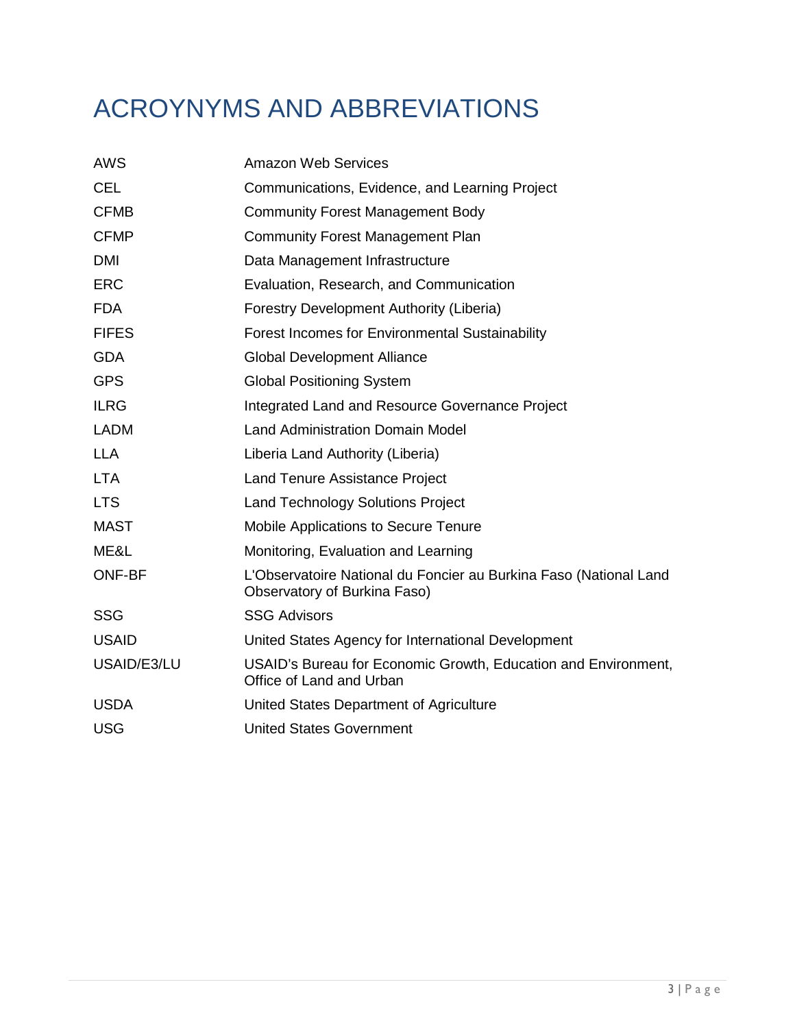# ACROYNYMS AND ABBREVIATIONS

| | |
|---|---|
| AWS | Amazon Web Services |
| CEL | Communications, Evidence, and Learning Project |
| CFMB | Community Forest Management Body |
| CFMP | Community Forest Management Plan |
| DMI | Data Management Infrastructure |
| ERC | Evaluation, Research, and Communication |
| FDA | Forestry Development Authority (Liberia) |
| FIFES | Forest Incomes for Environmental Sustainability |
| GDA | Global Development Alliance |
| GPS | Global Positioning System |
| ILRG | Integrated Land and Resource Governance Project |
| LADM | Land Administration Domain Model |
| LLA | Liberia Land Authority (Liberia) |
| LTA | Land Tenure Assistance Project |
| LTS | Land Technology Solutions Project |
| MAST | Mobile Applications to Secure Tenure |
| ME&L | Monitoring, Evaluation and Learning |
| ONF-BF | L'Observatoire National du Foncier au Burkina Faso (National Land Observatory of Burkina Faso) |
| SSG | SSG Advisors |
| USAID | United States Agency for International Development |
| USAID/E3/LU | USAID's Bureau for Economic Growth, Education and Environment, Office of Land and Urban |
| USDA | United States Department of Agriculture |
| USG | United States Government |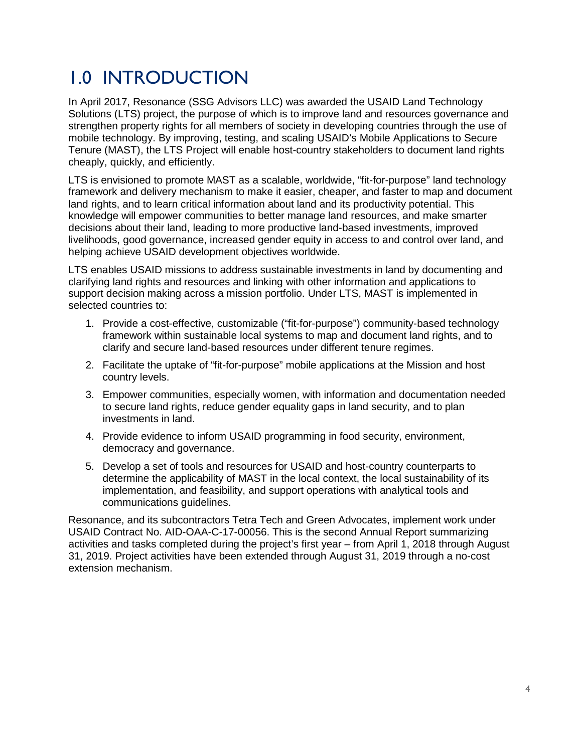# 1.0 INTRODUCTION

In April 2017, Resonance (SSG Advisors LLC) was awarded the USAID Land Technology Solutions (LTS) project, the purpose of which is to improve land and resources governance and strengthen property rights for all members of society in developing countries through the use of mobile technology. By improving, testing, and scaling USAID's Mobile Applications to Secure Tenure (MAST), the LTS Project will enable host-country stakeholders to document land rights cheaply, quickly, and efficiently.

LTS is envisioned to promote MAST as a scalable, worldwide, "fit-for-purpose" land technology framework and delivery mechanism to make it easier, cheaper, and faster to map and document land rights, and to learn critical information about land and its productivity potential. This knowledge will empower communities to better manage land resources, and make smarter decisions about their land, leading to more productive land-based investments, improved livelihoods, good governance, increased gender equity in access to and control over land, and helping achieve USAID development objectives worldwide.

LTS enables USAID missions to address sustainable investments in land by documenting and clarifying land rights and resources and linking with other information and applications to support decision making across a mission portfolio. Under LTS, MAST is implemented in selected countries to:

1. Provide a cost-effective, customizable ("fit-for-purpose") community-based technology framework within sustainable local systems to map and document land rights, and to clarify and secure land-based resources under different tenure regimes.
2. Facilitate the uptake of "fit-for-purpose" mobile applications at the Mission and host country levels.
3. Empower communities, especially women, with information and documentation needed to secure land rights, reduce gender equality gaps in land security, and to plan investments in land.
4. Provide evidence to inform USAID programming in food security, environment, democracy and governance.
5. Develop a set of tools and resources for USAID and host-country counterparts to determine the applicability of MAST in the local context, the local sustainability of its implementation, and feasibility, and support operations with analytical tools and communications guidelines.

Resonance, and its subcontractors Tetra Tech and Green Advocates, implement work under USAID Contract No. AID-OAA-C-17-00056. This is the second Annual Report summarizing activities and tasks completed during the project's first year – from April 1, 2018 through August 31, 2019. Project activities have been extended through August 31, 2019 through a no-cost extension mechanism.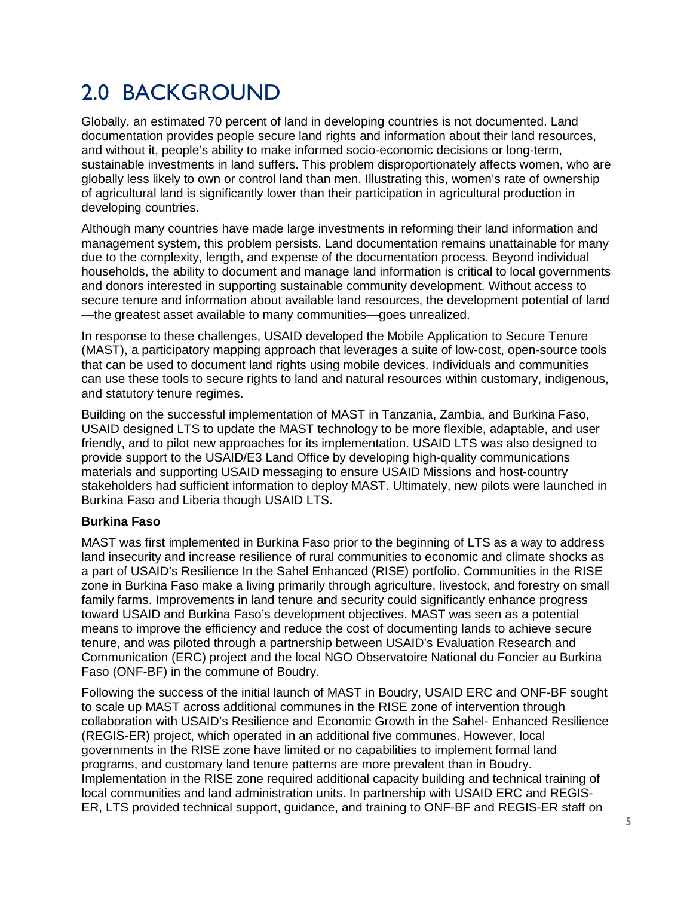# 2.0 BACKGROUND

Globally, an estimated 70 percent of land in developing countries is not documented. Land documentation provides people secure land rights and information about their land resources, and without it, people's ability to make informed socio-economic decisions or long-term, sustainable investments in land suffers. This problem disproportionately affects women, who are globally less likely to own or control land than men. Illustrating this, women's rate of ownership of agricultural land is significantly lower than their participation in agricultural production in developing countries.

Although many countries have made large investments in reforming their land information and management system, this problem persists. Land documentation remains unattainable for many due to the complexity, length, and expense of the documentation process. Beyond individual households, the ability to document and manage land information is critical to local governments and donors interested in supporting sustainable community development. Without access to secure tenure and information about available land resources, the development potential of land —the greatest asset available to many communities—goes unrealized.

In response to these challenges, USAID developed the Mobile Application to Secure Tenure (MAST), a participatory mapping approach that leverages a suite of low-cost, open-source tools that can be used to document land rights using mobile devices. Individuals and communities can use these tools to secure rights to land and natural resources within customary, indigenous, and statutory tenure regimes.

Building on the successful implementation of MAST in Tanzania, Zambia, and Burkina Faso, USAID designed LTS to update the MAST technology to be more flexible, adaptable, and user friendly, and to pilot new approaches for its implementation. USAID LTS was also designed to provide support to the USAID/E3 Land Office by developing high-quality communications materials and supporting USAID messaging to ensure USAID Missions and host-country stakeholders had sufficient information to deploy MAST. Ultimately, new pilots were launched in Burkina Faso and Liberia though USAID LTS.

**Burkina Faso**

MAST was first implemented in Burkina Faso prior to the beginning of LTS as a way to address land insecurity and increase resilience of rural communities to economic and climate shocks as a part of USAID's Resilience In the Sahel Enhanced (RISE) portfolio. Communities in the RISE zone in Burkina Faso make a living primarily through agriculture, livestock, and forestry on small family farms. Improvements in land tenure and security could significantly enhance progress toward USAID and Burkina Faso's development objectives. MAST was seen as a potential means to improve the efficiency and reduce the cost of documenting lands to achieve secure tenure, and was piloted through a partnership between USAID's Evaluation Research and Communication (ERC) project and the local NGO Observatoire National du Foncier au Burkina Faso (ONF-BF) in the commune of Boudry.

Following the success of the initial launch of MAST in Boudry, USAID ERC and ONF-BF sought to scale up MAST across additional communes in the RISE zone of intervention through collaboration with USAID's Resilience and Economic Growth in the Sahel- Enhanced Resilience (REGIS-ER) project, which operated in an additional five communes. However, local governments in the RISE zone have limited or no capabilities to implement formal land programs, and customary land tenure patterns are more prevalent than in Boudry. Implementation in the RISE zone required additional capacity building and technical training of local communities and land administration units. In partnership with USAID ERC and REGIS-ER, LTS provided technical support, guidance, and training to ONF-BF and REGIS-ER staff on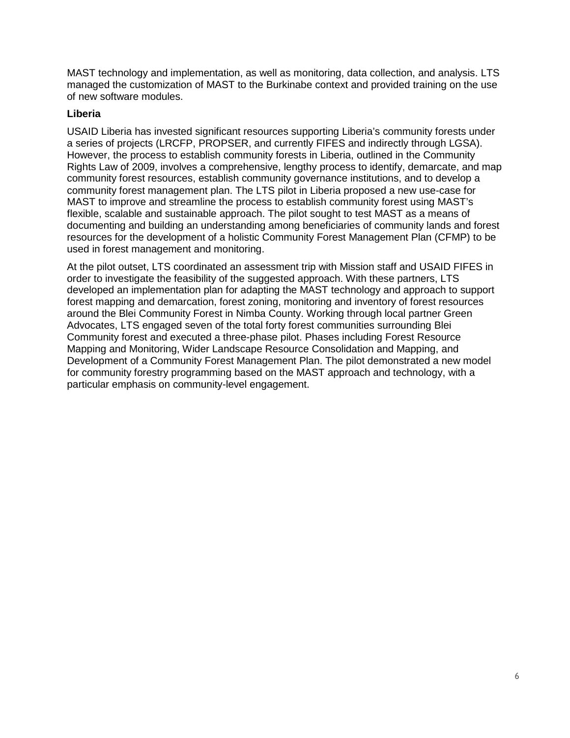MAST technology and implementation, as well as monitoring, data collection, and analysis. LTS managed the customization of MAST to the Burkinabe context and provided training on the use of new software modules.

### Liberia

USAID Liberia has invested significant resources supporting Liberia's community forests under a series of projects (LRCFP, PROPSER, and currently FIFES and indirectly through LGSA). However, the process to establish community forests in Liberia, outlined in the Community Rights Law of 2009, involves a comprehensive, lengthy process to identify, demarcate, and map community forest resources, establish community governance institutions, and to develop a community forest management plan. The LTS pilot in Liberia proposed a new use-case for MAST to improve and streamline the process to establish community forest using MAST's flexible, scalable and sustainable approach. The pilot sought to test MAST as a means of documenting and building an understanding among beneficiaries of community lands and forest resources for the development of a holistic Community Forest Management Plan (CFMP) to be used in forest management and monitoring.

At the pilot outset, LTS coordinated an assessment trip with Mission staff and USAID FIFES in order to investigate the feasibility of the suggested approach. With these partners, LTS developed an implementation plan for adapting the MAST technology and approach to support forest mapping and demarcation, forest zoning, monitoring and inventory of forest resources around the Blei Community Forest in Nimba County. Working through local partner Green Advocates, LTS engaged seven of the total forty forest communities surrounding Blei Community forest and executed a three-phase pilot. Phases including Forest Resource Mapping and Monitoring, Wider Landscape Resource Consolidation and Mapping, and Development of a Community Forest Management Plan. The pilot demonstrated a new model for community forestry programming based on the MAST approach and technology, with a particular emphasis on community-level engagement.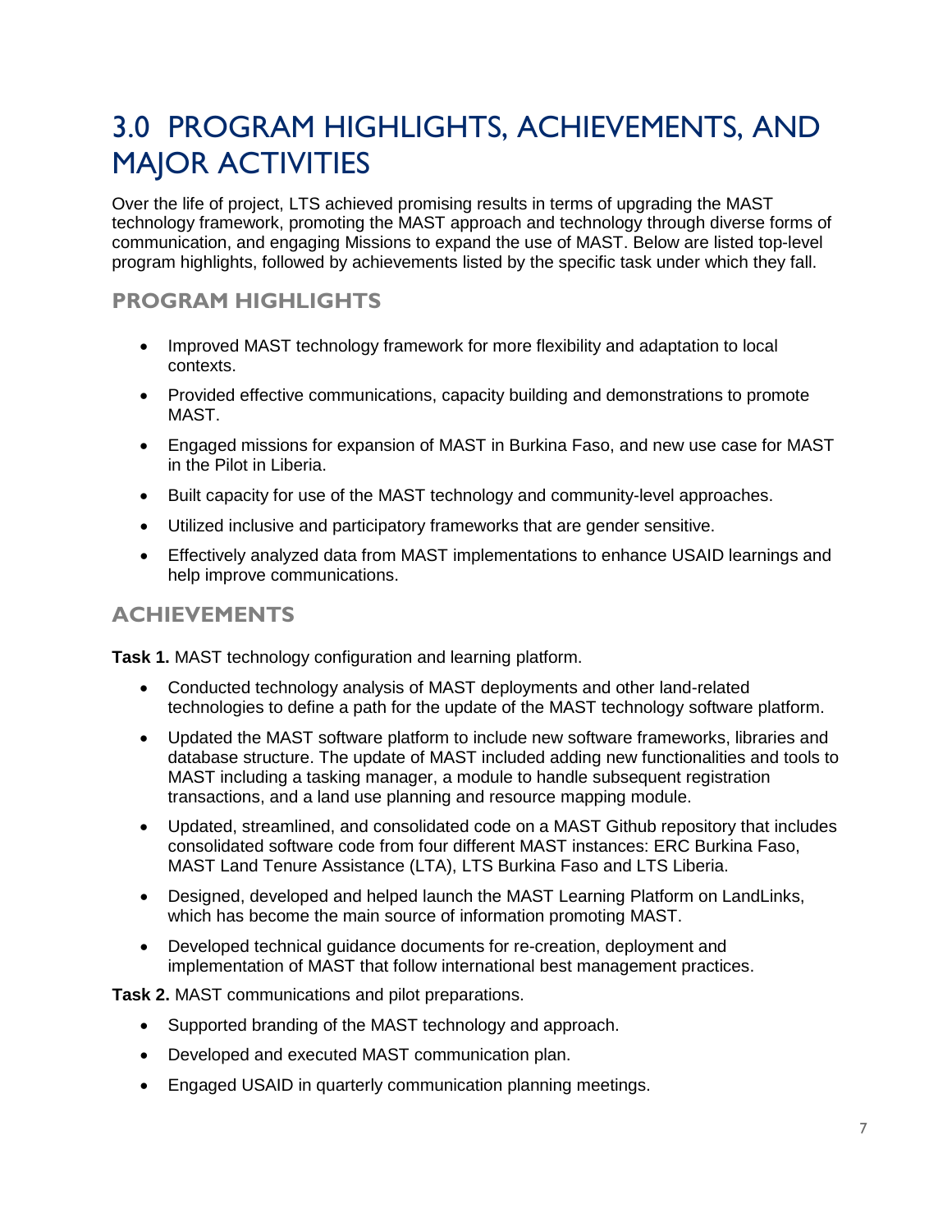# 3.0 PROGRAM HIGHLIGHTS, ACHIEVEMENTS, AND MAJOR ACTIVITIES

Over the life of project, LTS achieved promising results in terms of upgrading the MAST technology framework, promoting the MAST approach and technology through diverse forms of communication, and engaging Missions to expand the use of MAST. Below are listed top-level program highlights, followed by achievements listed by the specific task under which they fall.

## PROGRAM HIGHLIGHTS

- Improved MAST technology framework for more flexibility and adaptation to local contexts.
- Provided effective communications, capacity building and demonstrations to promote MAST.
- Engaged missions for expansion of MAST in Burkina Faso, and new use case for MAST in the Pilot in Liberia.
- Built capacity for use of the MAST technology and community-level approaches.
- Utilized inclusive and participatory frameworks that are gender sensitive.
- Effectively analyzed data from MAST implementations to enhance USAID learnings and help improve communications.

## ACHIEVEMENTS

**Task 1.** MAST technology configuration and learning platform.

- Conducted technology analysis of MAST deployments and other land-related technologies to define a path for the update of the MAST technology software platform.
- Updated the MAST software platform to include new software frameworks, libraries and database structure. The update of MAST included adding new functionalities and tools to MAST including a tasking manager, a module to handle subsequent registration transactions, and a land use planning and resource mapping module.
- Updated, streamlined, and consolidated code on a MAST Github repository that includes consolidated software code from four different MAST instances: ERC Burkina Faso, MAST Land Tenure Assistance (LTA), LTS Burkina Faso and LTS Liberia.
- Designed, developed and helped launch the MAST Learning Platform on LandLinks, which has become the main source of information promoting MAST.
- Developed technical guidance documents for re-creation, deployment and implementation of MAST that follow international best management practices.

**Task 2.** MAST communications and pilot preparations.

- Supported branding of the MAST technology and approach.
- Developed and executed MAST communication plan.
- Engaged USAID in quarterly communication planning meetings.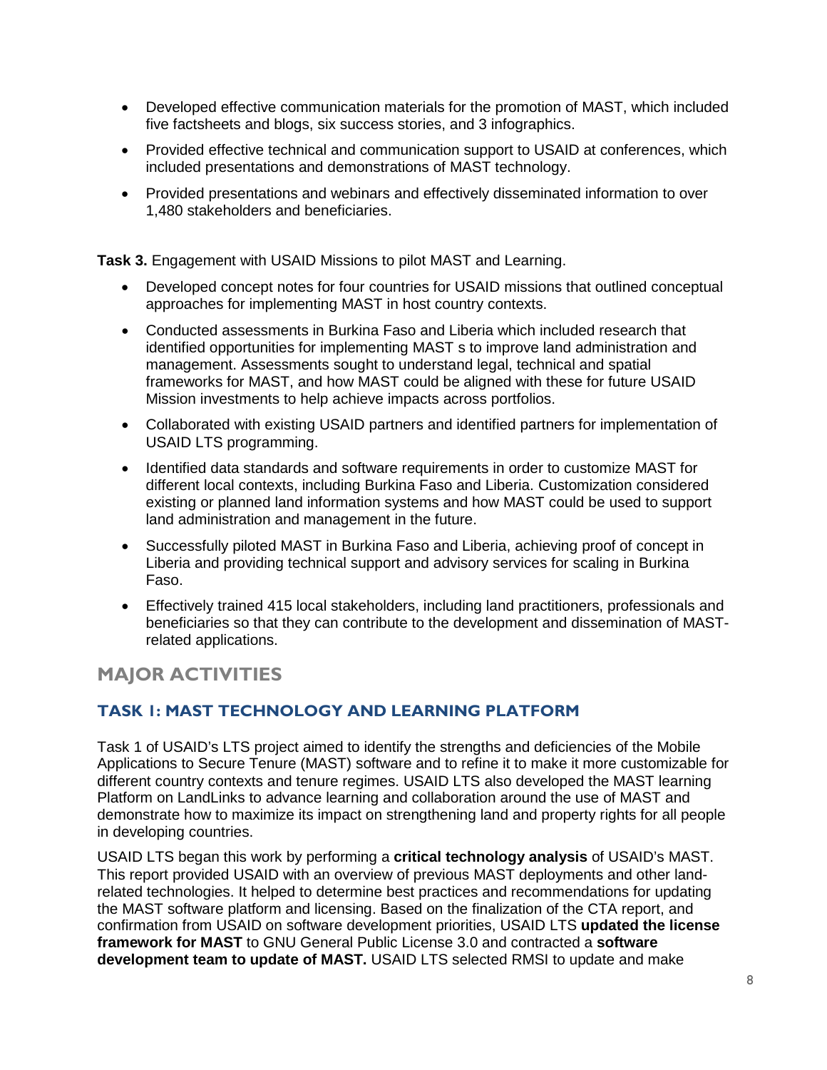- Developed effective communication materials for the promotion of MAST, which included five factsheets and blogs, six success stories, and 3 infographics.
- Provided effective technical and communication support to USAID at conferences, which included presentations and demonstrations of MAST technology.
- Provided presentations and webinars and effectively disseminated information to over 1,480 stakeholders and beneficiaries.

**Task 3.** Engagement with USAID Missions to pilot MAST and Learning.

- Developed concept notes for four countries for USAID missions that outlined conceptual approaches for implementing MAST in host country contexts.
- Conducted assessments in Burkina Faso and Liberia which included research that identified opportunities for implementing MAST s to improve land administration and management. Assessments sought to understand legal, technical and spatial frameworks for MAST, and how MAST could be aligned with these for future USAID Mission investments to help achieve impacts across portfolios.
- Collaborated with existing USAID partners and identified partners for implementation of USAID LTS programming.
- Identified data standards and software requirements in order to customize MAST for different local contexts, including Burkina Faso and Liberia. Customization considered existing or planned land information systems and how MAST could be used to support land administration and management in the future.
- Successfully piloted MAST in Burkina Faso and Liberia, achieving proof of concept in Liberia and providing technical support and advisory services for scaling in Burkina Faso.
- Effectively trained 415 local stakeholders, including land practitioners, professionals and beneficiaries so that they can contribute to the development and dissemination of MAST-related applications.

## MAJOR ACTIVITIES

### TASK 1: MAST TECHNOLOGY AND LEARNING PLATFORM

Task 1 of USAID's LTS project aimed to identify the strengths and deficiencies of the Mobile Applications to Secure Tenure (MAST) software and to refine it to make it more customizable for different country contexts and tenure regimes. USAID LTS also developed the MAST learning Platform on LandLinks to advance learning and collaboration around the use of MAST and demonstrate how to maximize its impact on strengthening land and property rights for all people in developing countries.

USAID LTS began this work by performing a **critical technology analysis** of USAID's MAST. This report provided USAID with an overview of previous MAST deployments and other land-related technologies. It helped to determine best practices and recommendations for updating the MAST software platform and licensing. Based on the finalization of the CTA report, and confirmation from USAID on software development priorities, USAID LTS **updated the license framework for MAST** to GNU General Public License 3.0 and contracted a **software development team to update of MAST.** USAID LTS selected RMSI to update and make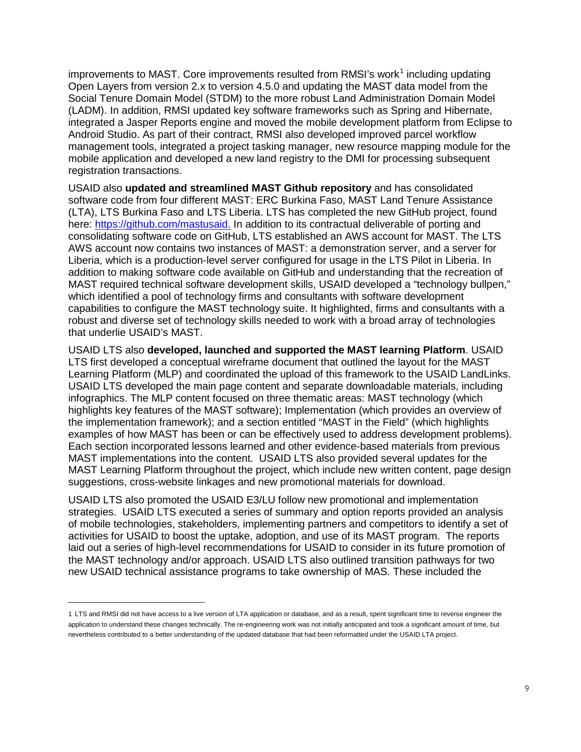improvements to MAST. Core improvements resulted from RMSI's work[1] including updating Open Layers from version 2.x to version 4.5.0 and updating the MAST data model from the Social Tenure Domain Model (STDM) to the more robust Land Administration Domain Model (LADM). In addition, RMSI updated key software frameworks such as Spring and Hibernate, integrated a Jasper Reports engine and moved the mobile development platform from Eclipse to Android Studio. As part of their contract, RMSI also developed improved parcel workflow management tools, integrated a project tasking manager, new resource mapping module for the mobile application and developed a new land registry to the DMI for processing subsequent registration transactions.

USAID also **updated and streamlined MAST Github repository** and has consolidated software code from four different MAST: ERC Burkina Faso, MAST Land Tenure Assistance (LTA), LTS Burkina Faso and LTS Liberia. LTS has completed the new GitHub project, found here: [https://github.com/mastusaid.](https://github.com/mastusaid) In addition to its contractual deliverable of porting and consolidating software code on GitHub, LTS established an AWS account for MAST. The LTS AWS account now contains two instances of MAST: a demonstration server, and a server for Liberia, which is a production-level server configured for usage in the LTS Pilot in Liberia. In addition to making software code available on GitHub and understanding that the recreation of MAST required technical software development skills, USAID developed a "technology bullpen," which identified a pool of technology firms and consultants with software development capabilities to configure the MAST technology suite. It highlighted, firms and consultants with a robust and diverse set of technology skills needed to work with a broad array of technologies that underlie USAID's MAST.

USAID LTS also **developed, launched and supported the MAST learning Platform**. USAID LTS first developed a conceptual wireframe document that outlined the layout for the MAST Learning Platform (MLP) and coordinated the upload of this framework to the USAID LandLinks. USAID LTS developed the main page content and separate downloadable materials, including infographics. The MLP content focused on three thematic areas: MAST technology (which highlights key features of the MAST software); Implementation (which provides an overview of the implementation framework); and a section entitled "MAST in the Field" (which highlights examples of how MAST has been or can be effectively used to address development problems). Each section incorporated lessons learned and other evidence-based materials from previous MAST implementations into the content. USAID LTS also provided several updates for the MAST Learning Platform throughout the project, which include new written content, page design suggestions, cross-website linkages and new promotional materials for download.

USAID LTS also promoted the USAID E3/LU follow new promotional and implementation strategies. USAID LTS executed a series of summary and option reports provided an analysis of mobile technologies, stakeholders, implementing partners and competitors to identify a set of activities for USAID to boost the uptake, adoption, and use of its MAST program. The reports laid out a series of high-level recommendations for USAID to consider in its future promotion of the MAST technology and/or approach. USAID LTS also outlined transition pathways for two new USAID technical assistance programs to take ownership of MAS. These included the

[1] LTS and RMSI did not have access to a live version of LTA application or database, and as a result, spent significant time to reverse engineer the application to understand these changes technically. The re-engineering work was not initially anticipated and took a significant amount of time, but nevertheless contributed to a better understanding of the updated database that had been reformatted under the USAID LTA project.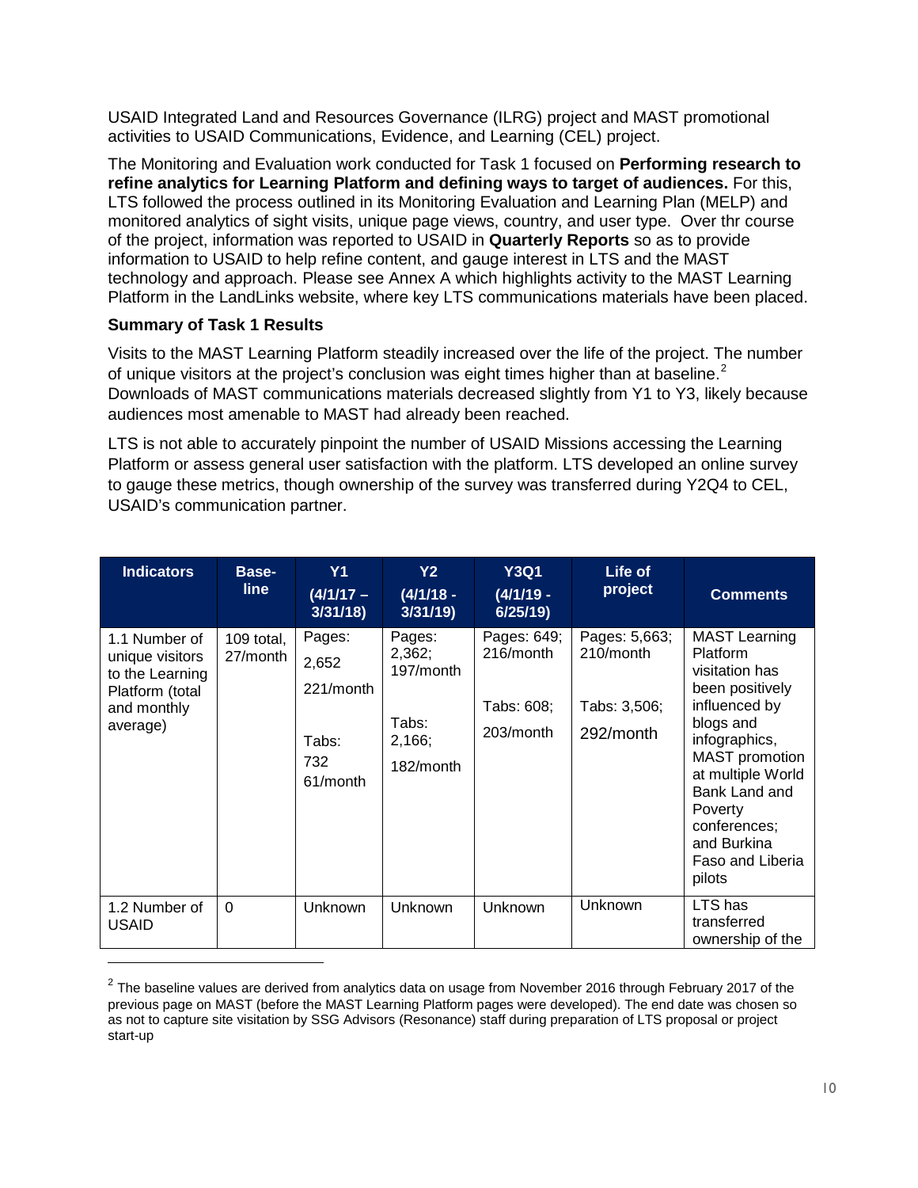USAID Integrated Land and Resources Governance (ILRG) project and MAST promotional activities to USAID Communications, Evidence, and Learning (CEL) project.

The Monitoring and Evaluation work conducted for Task 1 focused on **Performing research to refine analytics for Learning Platform and defining ways to target of audiences.** For this, LTS followed the process outlined in its Monitoring Evaluation and Learning Plan (MELP) and monitored analytics of sight visits, unique page views, country, and user type. Over thr course of the project, information was reported to USAID in **Quarterly Reports** so as to provide information to USAID to help refine content, and gauge interest in LTS and the MAST technology and approach. Please see Annex A which highlights activity to the MAST Learning Platform in the LandLinks website, where key LTS communications materials have been placed.

**Summary of Task 1 Results**

Visits to the MAST Learning Platform steadily increased over the life of the project. The number of unique visitors at the project's conclusion was eight times higher than at baseline.[2] Downloads of MAST communications materials decreased slightly from Y1 to Y3, likely because audiences most amenable to MAST had already been reached.

LTS is not able to accurately pinpoint the number of USAID Missions accessing the Learning Platform or assess general user satisfaction with the platform. LTS developed an online survey to gauge these metrics, though ownership of the survey was transferred during Y2Q4 to CEL, USAID's communication partner.

| Indicators | Base-line | Y1 (4/1/17 – 3/31/18) | Y2 (4/1/18 - 3/31/19) | Y3Q1 (4/1/19 - 6/25/19) | Life of project | Comments |
|---|---|---|---|---|---|---|
| 1.1 Number of unique visitors to the Learning Platform (total and monthly average) | 109 total, 27/month | Pages: 2,652 221/month<br><br>Tabs: 732 61/month | Pages: 2,362; 197/month<br><br>Tabs: 2,166; 182/month | Pages: 649; 216/month<br><br>Tabs: 608; 203/month | Pages: 5,663; 210/month<br><br>Tabs: 3,506; 292/month | MAST Learning Platform visitation has been positively influenced by blogs and infographics, MAST promotion at multiple World Bank Land and Poverty conferences; and Burkina Faso and Liberia pilots |
| 1.2 Number of USAID | 0 | Unknown | Unknown | Unknown | Unknown | LTS has transferred ownership of the |

[2] The baseline values are derived from analytics data on usage from November 2016 through February 2017 of the previous page on MAST (before the MAST Learning Platform pages were developed). The end date was chosen so as not to capture site visitation by SSG Advisors (Resonance) staff during preparation of LTS proposal or project start-up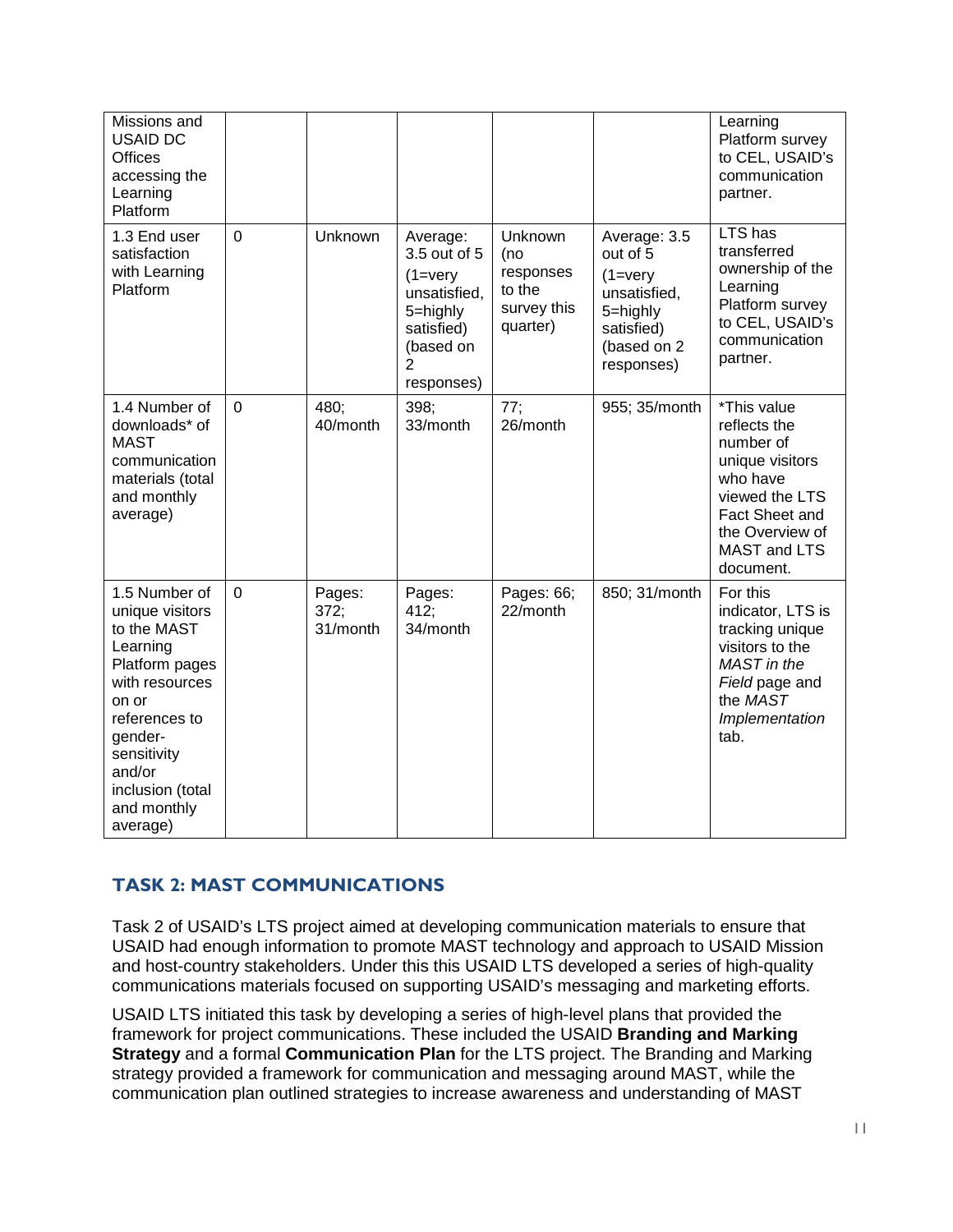| | | | | | | |
|---|---|---|---|---|---|---|
| Missions and USAID DC Offices accessing the Learning Platform | | | | | | Learning Platform survey to CEL, USAID's communication partner. |
| 1.3 End user satisfaction with Learning Platform | 0 | Unknown | Average: 3.5 out of 5 (1=very unsatisfied, 5=highly satisfied) (based on 2 responses) | Unknown (no responses to the survey this quarter) | Average: 3.5 out of 5 (1=very unsatisfied, 5=highly satisfied) (based on 2 responses) | LTS has transferred ownership of the Learning Platform survey to CEL, USAID's communication partner. |
| 1.4 Number of downloads* of MAST communication materials (total and monthly average) | 0 | 480; 40/month | 398; 33/month | 77; 26/month | 955; 35/month | *This value reflects the number of unique visitors who have viewed the LTS Fact Sheet and the Overview of MAST and LTS document. |
| 1.5 Number of unique visitors to the MAST Learning Platform pages with resources on or references to gender-sensitivity and/or inclusion (total and monthly average) | 0 | Pages: 372; 31/month | Pages: 412; 34/month | Pages: 66; 22/month | 850; 31/month | For this indicator, LTS is tracking unique visitors to the *MAST in the Field* page and the *MAST Implementation* tab. |

## TASK 2: MAST COMMUNICATIONS

Task 2 of USAID's LTS project aimed at developing communication materials to ensure that USAID had enough information to promote MAST technology and approach to USAID Mission and host-country stakeholders. Under this this USAID LTS developed a series of high-quality communications materials focused on supporting USAID's messaging and marketing efforts.

USAID LTS initiated this task by developing a series of high-level plans that provided the framework for project communications. These included the USAID **Branding and Marking Strategy** and a formal **Communication Plan** for the LTS project. The Branding and Marking strategy provided a framework for communication and messaging around MAST, while the communication plan outlined strategies to increase awareness and understanding of MAST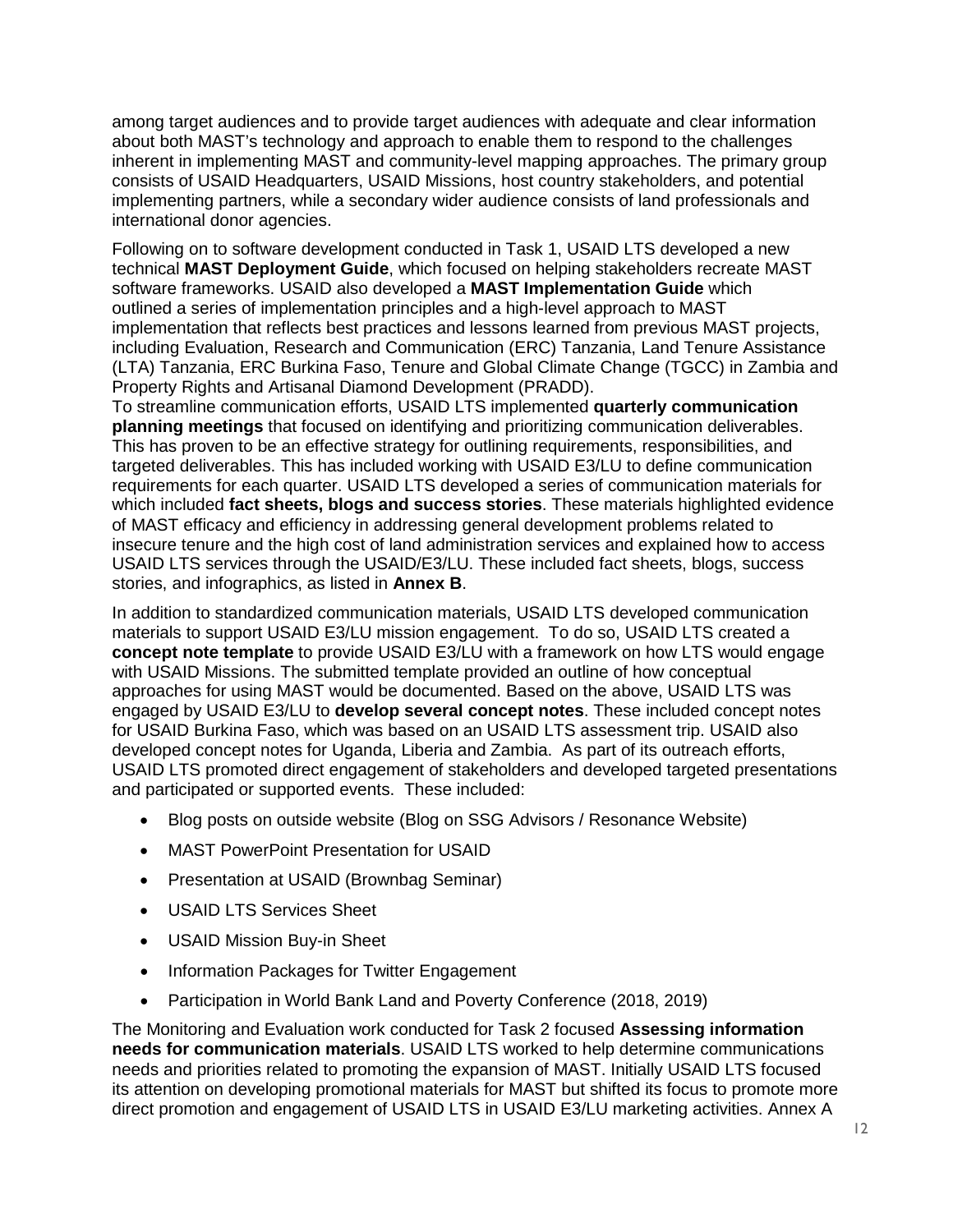among target audiences and to provide target audiences with adequate and clear information about both MAST's technology and approach to enable them to respond to the challenges inherent in implementing MAST and community-level mapping approaches. The primary group consists of USAID Headquarters, USAID Missions, host country stakeholders, and potential implementing partners, while a secondary wider audience consists of land professionals and international donor agencies.

Following on to software development conducted in Task 1, USAID LTS developed a new technical **MAST Deployment Guide**, which focused on helping stakeholders recreate MAST software frameworks. USAID also developed a **MAST Implementation Guide** which outlined a series of implementation principles and a high-level approach to MAST implementation that reflects best practices and lessons learned from previous MAST projects, including Evaluation, Research and Communication (ERC) Tanzania, Land Tenure Assistance (LTA) Tanzania, ERC Burkina Faso, Tenure and Global Climate Change (TGCC) in Zambia and Property Rights and Artisanal Diamond Development (PRADD).
To streamline communication efforts, USAID LTS implemented **quarterly communication planning meetings** that focused on identifying and prioritizing communication deliverables. This has proven to be an effective strategy for outlining requirements, responsibilities, and targeted deliverables. This has included working with USAID E3/LU to define communication requirements for each quarter. USAID LTS developed a series of communication materials for which included **fact sheets, blogs and success stories**. These materials highlighted evidence of MAST efficacy and efficiency in addressing general development problems related to insecure tenure and the high cost of land administration services and explained how to access USAID LTS services through the USAID/E3/LU. These included fact sheets, blogs, success stories, and infographics, as listed in **Annex B**.

In addition to standardized communication materials, USAID LTS developed communication materials to support USAID E3/LU mission engagement. To do so, USAID LTS created a **concept note template** to provide USAID E3/LU with a framework on how LTS would engage with USAID Missions. The submitted template provided an outline of how conceptual approaches for using MAST would be documented. Based on the above, USAID LTS was engaged by USAID E3/LU to **develop several concept notes**. These included concept notes for USAID Burkina Faso, which was based on an USAID LTS assessment trip. USAID also developed concept notes for Uganda, Liberia and Zambia. As part of its outreach efforts, USAID LTS promoted direct engagement of stakeholders and developed targeted presentations and participated or supported events. These included:

- Blog posts on outside website (Blog on SSG Advisors / Resonance Website)
- MAST PowerPoint Presentation for USAID
- Presentation at USAID (Brownbag Seminar)
- USAID LTS Services Sheet
- USAID Mission Buy-in Sheet
- Information Packages for Twitter Engagement
- Participation in World Bank Land and Poverty Conference (2018, 2019)

The Monitoring and Evaluation work conducted for Task 2 focused **Assessing information needs for communication materials**. USAID LTS worked to help determine communications needs and priorities related to promoting the expansion of MAST. Initially USAID LTS focused its attention on developing promotional materials for MAST but shifted its focus to promote more direct promotion and engagement of USAID LTS in USAID E3/LU marketing activities. Annex A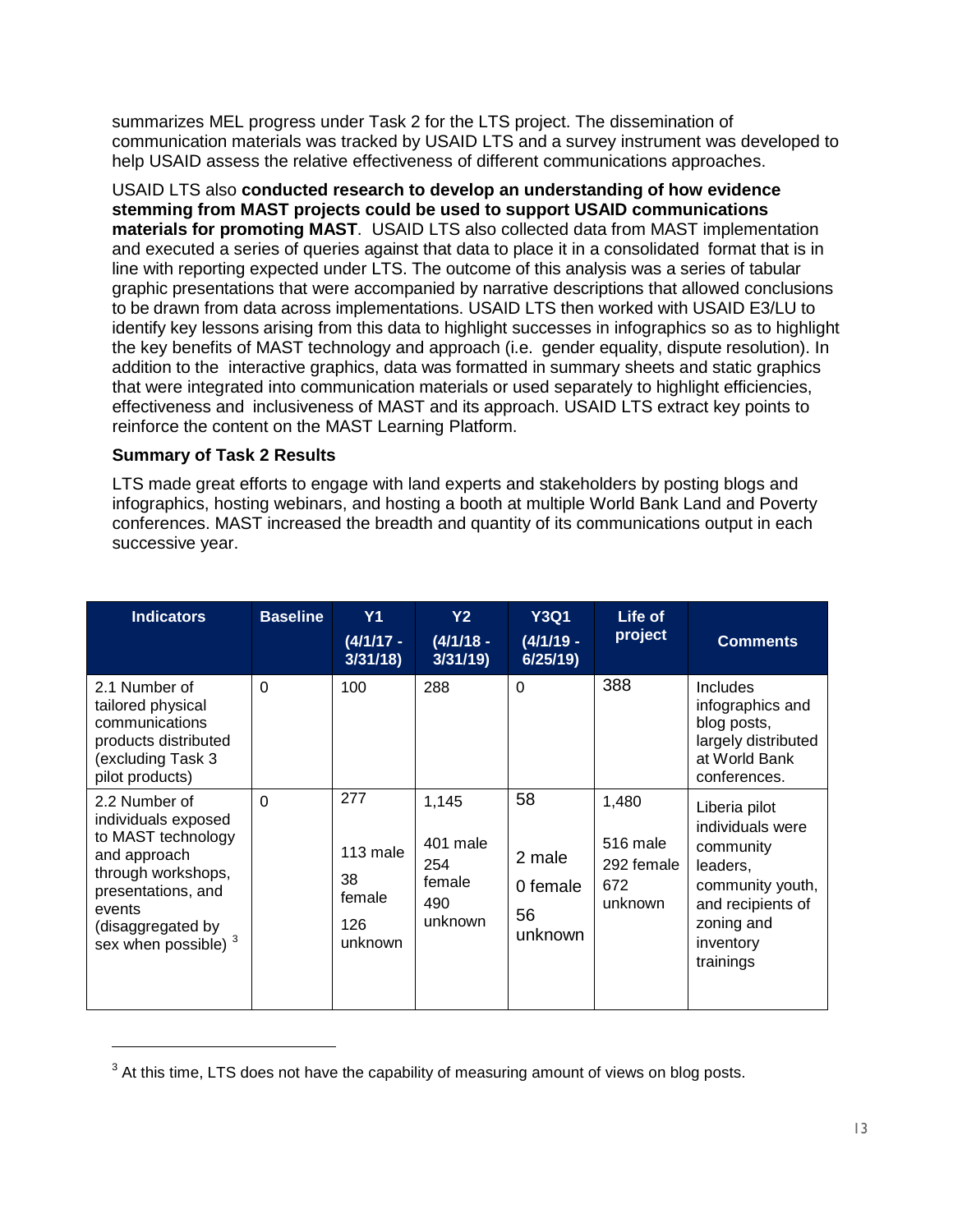summarizes MEL progress under Task 2 for the LTS project. The dissemination of communication materials was tracked by USAID LTS and a survey instrument was developed to help USAID assess the relative effectiveness of different communications approaches.

USAID LTS also **conducted research to develop an understanding of how evidence stemming from MAST projects could be used to support USAID communications materials for promoting MAST**. USAID LTS also collected data from MAST implementation and executed a series of queries against that data to place it in a consolidated format that is in line with reporting expected under LTS. The outcome of this analysis was a series of tabular graphic presentations that were accompanied by narrative descriptions that allowed conclusions to be drawn from data across implementations. USAID LTS then worked with USAID E3/LU to identify key lessons arising from this data to highlight successes in infographics so as to highlight the key benefits of MAST technology and approach (i.e. gender equality, dispute resolution). In addition to the interactive graphics, data was formatted in summary sheets and static graphics that were integrated into communication materials or used separately to highlight efficiencies, effectiveness and inclusiveness of MAST and its approach. USAID LTS extract key points to reinforce the content on the MAST Learning Platform.

**Summary of Task 2 Results**

LTS made great efforts to engage with land experts and stakeholders by posting blogs and infographics, hosting webinars, and hosting a booth at multiple World Bank Land and Poverty conferences. MAST increased the breadth and quantity of its communications output in each successive year.

| Indicators | Baseline | Y1 (4/1/17 - 3/31/18) | Y2 (4/1/18 - 3/31/19) | Y3Q1 (4/1/19 - 6/25/19) | Life of project | Comments |
|---|---|---|---|---|---|---|
| 2.1 Number of tailored physical communications products distributed (excluding Task 3 pilot products) | 0 | 100 | 288 | 0 | 388 | Includes infographics and blog posts, largely distributed at World Bank conferences. |
| 2.2 Number of individuals exposed to MAST technology and approach through workshops, presentations, and events (disaggregated by sex when possible) [3] | 0 | 277<br>113 male<br>38 female<br>126 unknown | 1,145<br>401 male<br>254 female<br>490 unknown | 58<br>2 male<br>0 female<br>56 unknown | 1,480<br>516 male<br>292 female<br>672 unknown | Liberia pilot individuals were community leaders, community youth, and recipients of zoning and inventory trainings |

[3] At this time, LTS does not have the capability of measuring amount of views on blog posts.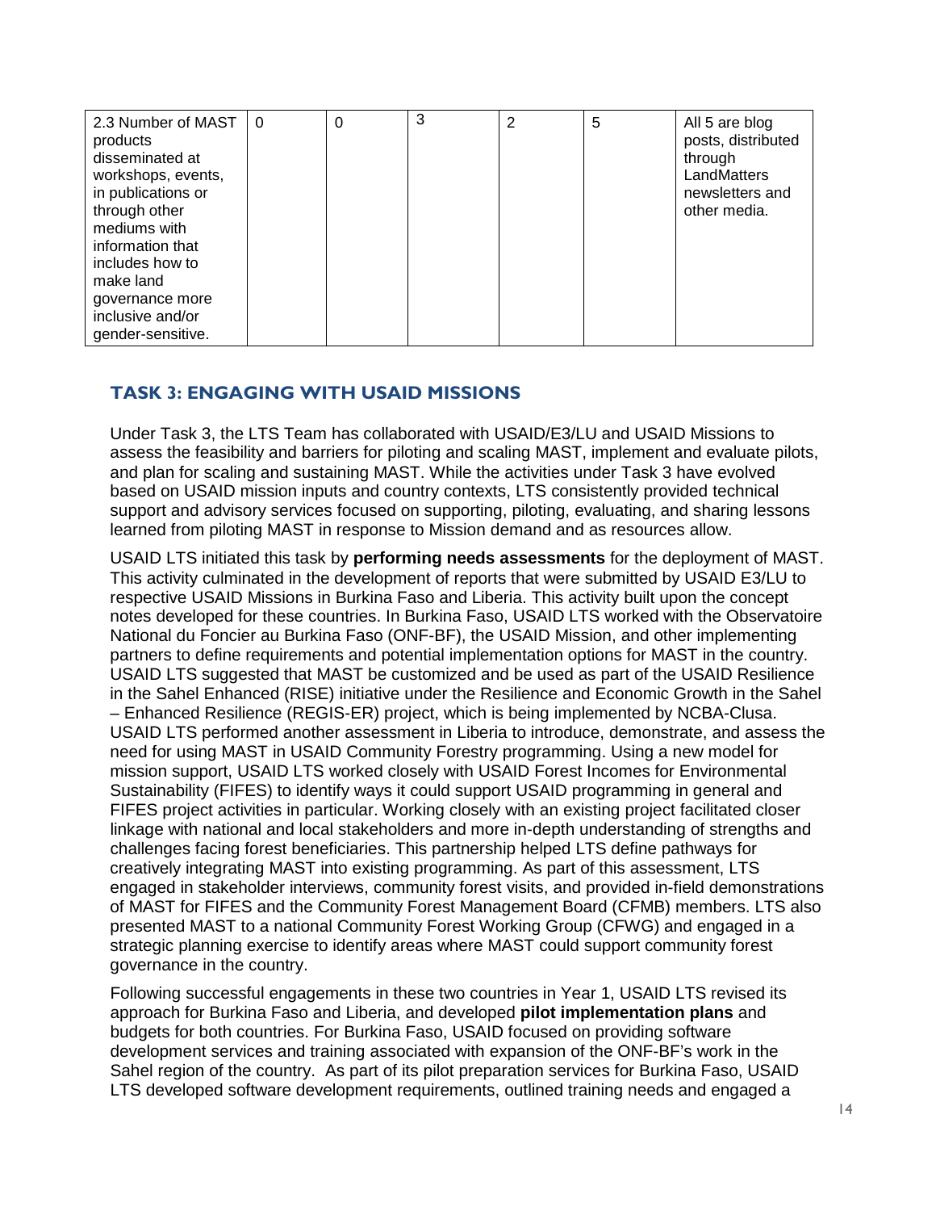| 2.3 Number of MAST products disseminated at workshops, events, in publications or through other mediums with information that includes how to make land governance more inclusive and/or gender-sensitive. | 0 | 0 | 3 | 2 | 5 | All 5 are blog posts, distributed through LandMatters newsletters and other media. |
|---|---|---|---|---|---|---|

## TASK 3: ENGAGING WITH USAID MISSIONS

Under Task 3, the LTS Team has collaborated with USAID/E3/LU and USAID Missions to assess the feasibility and barriers for piloting and scaling MAST, implement and evaluate pilots, and plan for scaling and sustaining MAST. While the activities under Task 3 have evolved based on USAID mission inputs and country contexts, LTS consistently provided technical support and advisory services focused on supporting, piloting, evaluating, and sharing lessons learned from piloting MAST in response to Mission demand and as resources allow.

USAID LTS initiated this task by **performing needs assessments** for the deployment of MAST. This activity culminated in the development of reports that were submitted by USAID E3/LU to respective USAID Missions in Burkina Faso and Liberia. This activity built upon the concept notes developed for these countries. In Burkina Faso, USAID LTS worked with the Observatoire National du Foncier au Burkina Faso (ONF-BF), the USAID Mission, and other implementing partners to define requirements and potential implementation options for MAST in the country. USAID LTS suggested that MAST be customized and be used as part of the USAID Resilience in the Sahel Enhanced (RISE) initiative under the Resilience and Economic Growth in the Sahel – Enhanced Resilience (REGIS-ER) project, which is being implemented by NCBA-Clusa. USAID LTS performed another assessment in Liberia to introduce, demonstrate, and assess the need for using MAST in USAID Community Forestry programming. Using a new model for mission support, USAID LTS worked closely with USAID Forest Incomes for Environmental Sustainability (FIFES) to identify ways it could support USAID programming in general and FIFES project activities in particular. Working closely with an existing project facilitated closer linkage with national and local stakeholders and more in-depth understanding of strengths and challenges facing forest beneficiaries. This partnership helped LTS define pathways for creatively integrating MAST into existing programming. As part of this assessment, LTS engaged in stakeholder interviews, community forest visits, and provided in-field demonstrations of MAST for FIFES and the Community Forest Management Board (CFMB) members. LTS also presented MAST to a national Community Forest Working Group (CFWG) and engaged in a strategic planning exercise to identify areas where MAST could support community forest governance in the country.

Following successful engagements in these two countries in Year 1, USAID LTS revised its approach for Burkina Faso and Liberia, and developed **pilot implementation plans** and budgets for both countries. For Burkina Faso, USAID focused on providing software development services and training associated with expansion of the ONF-BF's work in the Sahel region of the country. As part of its pilot preparation services for Burkina Faso, USAID LTS developed software development requirements, outlined training needs and engaged a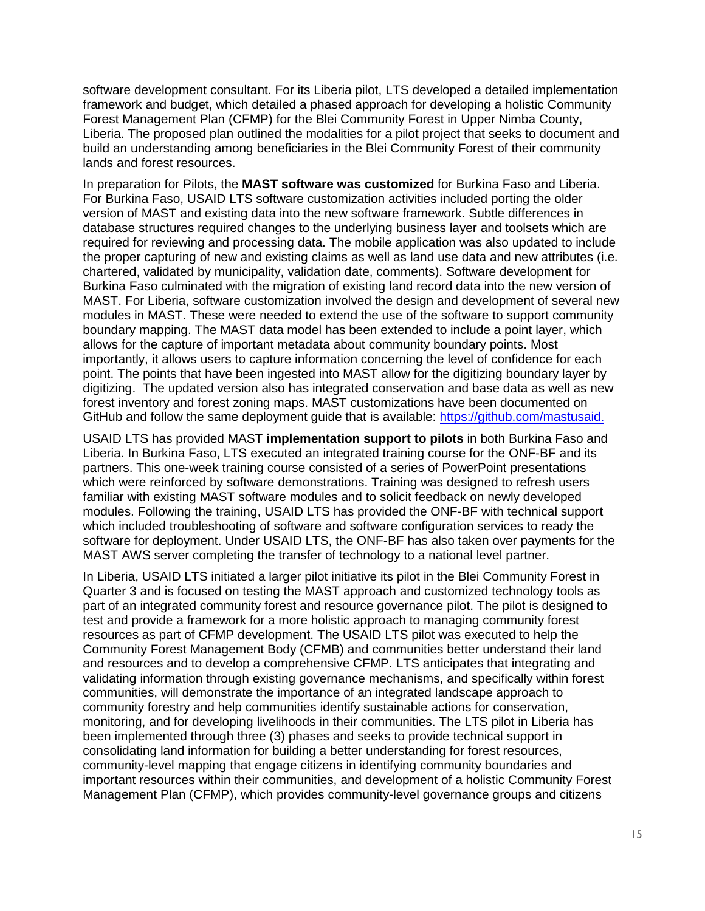software development consultant. For its Liberia pilot, LTS developed a detailed implementation framework and budget, which detailed a phased approach for developing a holistic Community Forest Management Plan (CFMP) for the Blei Community Forest in Upper Nimba County, Liberia. The proposed plan outlined the modalities for a pilot project that seeks to document and build an understanding among beneficiaries in the Blei Community Forest of their community lands and forest resources.

In preparation for Pilots, the **MAST software was customized** for Burkina Faso and Liberia. For Burkina Faso, USAID LTS software customization activities included porting the older version of MAST and existing data into the new software framework. Subtle differences in database structures required changes to the underlying business layer and toolsets which are required for reviewing and processing data. The mobile application was also updated to include the proper capturing of new and existing claims as well as land use data and new attributes (i.e. chartered, validated by municipality, validation date, comments). Software development for Burkina Faso culminated with the migration of existing land record data into the new version of MAST. For Liberia, software customization involved the design and development of several new modules in MAST. These were needed to extend the use of the software to support community boundary mapping. The MAST data model has been extended to include a point layer, which allows for the capture of important metadata about community boundary points. Most importantly, it allows users to capture information concerning the level of confidence for each point. The points that have been ingested into MAST allow for the digitizing boundary layer by digitizing. The updated version also has integrated conservation and base data as well as new forest inventory and forest zoning maps. MAST customizations have been documented on GitHub and follow the same deployment guide that is available: [https://github.com/mastusaid.](https://github.com/mastusaid)

USAID LTS has provided MAST **implementation support to pilots** in both Burkina Faso and Liberia. In Burkina Faso, LTS executed an integrated training course for the ONF-BF and its partners. This one-week training course consisted of a series of PowerPoint presentations which were reinforced by software demonstrations. Training was designed to refresh users familiar with existing MAST software modules and to solicit feedback on newly developed modules. Following the training, USAID LTS has provided the ONF-BF with technical support which included troubleshooting of software and software configuration services to ready the software for deployment. Under USAID LTS, the ONF-BF has also taken over payments for the MAST AWS server completing the transfer of technology to a national level partner.

In Liberia, USAID LTS initiated a larger pilot initiative its pilot in the Blei Community Forest in Quarter 3 and is focused on testing the MAST approach and customized technology tools as part of an integrated community forest and resource governance pilot. The pilot is designed to test and provide a framework for a more holistic approach to managing community forest resources as part of CFMP development. The USAID LTS pilot was executed to help the Community Forest Management Body (CFMB) and communities better understand their land and resources and to develop a comprehensive CFMP. LTS anticipates that integrating and validating information through existing governance mechanisms, and specifically within forest communities, will demonstrate the importance of an integrated landscape approach to community forestry and help communities identify sustainable actions for conservation, monitoring, and for developing livelihoods in their communities. The LTS pilot in Liberia has been implemented through three (3) phases and seeks to provide technical support in consolidating land information for building a better understanding for forest resources, community-level mapping that engage citizens in identifying community boundaries and important resources within their communities, and development of a holistic Community Forest Management Plan (CFMP), which provides community-level governance groups and citizens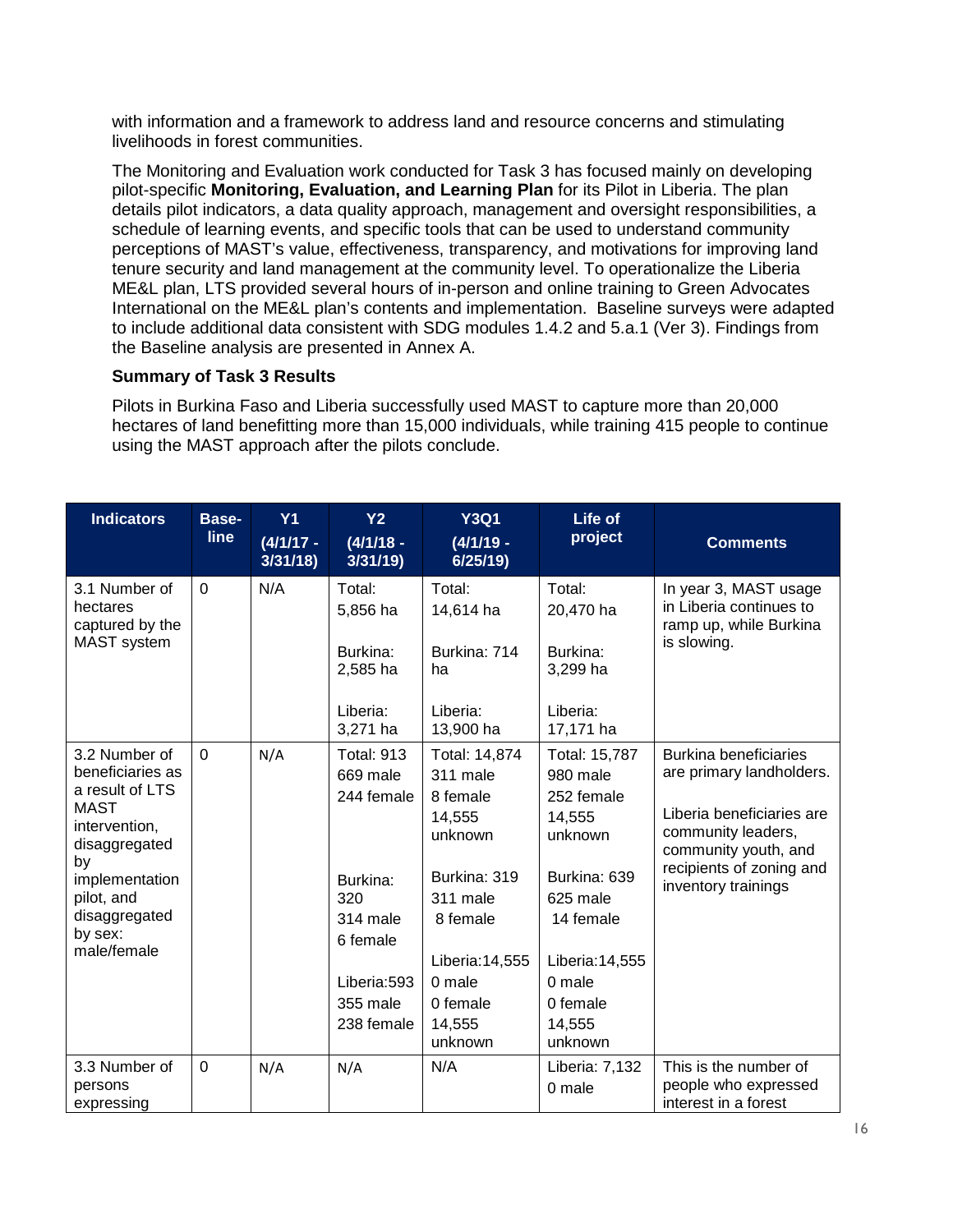with information and a framework to address land and resource concerns and stimulating livelihoods in forest communities.

The Monitoring and Evaluation work conducted for Task 3 has focused mainly on developing pilot-specific **Monitoring, Evaluation, and Learning Plan** for its Pilot in Liberia. The plan details pilot indicators, a data quality approach, management and oversight responsibilities, a schedule of learning events, and specific tools that can be used to understand community perceptions of MAST's value, effectiveness, transparency, and motivations for improving land tenure security and land management at the community level. To operationalize the Liberia ME&L plan, LTS provided several hours of in-person and online training to Green Advocates International on the ME&L plan's contents and implementation. Baseline surveys were adapted to include additional data consistent with SDG modules 1.4.2 and 5.a.1 (Ver 3). Findings from the Baseline analysis are presented in Annex A.

**Summary of Task 3 Results**

Pilots in Burkina Faso and Liberia successfully used MAST to capture more than 20,000 hectares of land benefitting more than 15,000 individuals, while training 415 people to continue using the MAST approach after the pilots conclude.

| Indicators | Base-line | Y1 (4/1/17 - 3/31/18) | Y2 (4/1/18 - 3/31/19) | Y3Q1 (4/1/19 - 6/25/19) | Life of project | Comments |
|---|---|---|---|---|---|---|
| 3.1 Number of hectares captured by the MAST system | 0 | N/A | Total: 5,856 ha<br><br>Burkina: 2,585 ha<br><br>Liberia: 3,271 ha | Total: 14,614 ha<br><br>Burkina: 714 ha<br><br>Liberia: 13,900 ha | Total: 20,470 ha<br><br>Burkina: 3,299 ha<br><br>Liberia: 17,171 ha | In year 3, MAST usage in Liberia continues to ramp up, while Burkina is slowing. |
| 3.2 Number of beneficiaries as a result of LTS MAST intervention, disaggregated by implementation pilot, and disaggregated by sex: male/female | 0 | N/A | Total: 913<br>669 male<br>244 female<br><br>Burkina: 320<br>314 male<br>6 female<br><br>Liberia:593<br>355 male<br>238 female | Total: 14,874<br>311 male<br>8 female<br>14,555 unknown<br><br>Burkina: 319<br>311 male<br>8 female<br><br>Liberia:14,555<br>0 male<br>0 female<br>14,555 unknown | Total: 15,787<br>980 male<br>252 female<br>14,555 unknown<br><br>Burkina: 639<br>625 male<br>14 female<br><br>Liberia:14,555<br>0 male<br>0 female<br>14,555 unknown | Burkina beneficiaries are primary landholders.<br><br>Liberia beneficiaries are community leaders, community youth, and recipients of zoning and inventory trainings |
| 3.3 Number of persons expressing | 0 | N/A | N/A | N/A | Liberia: 7,132<br>0 male | This is the number of people who expressed interest in a forest |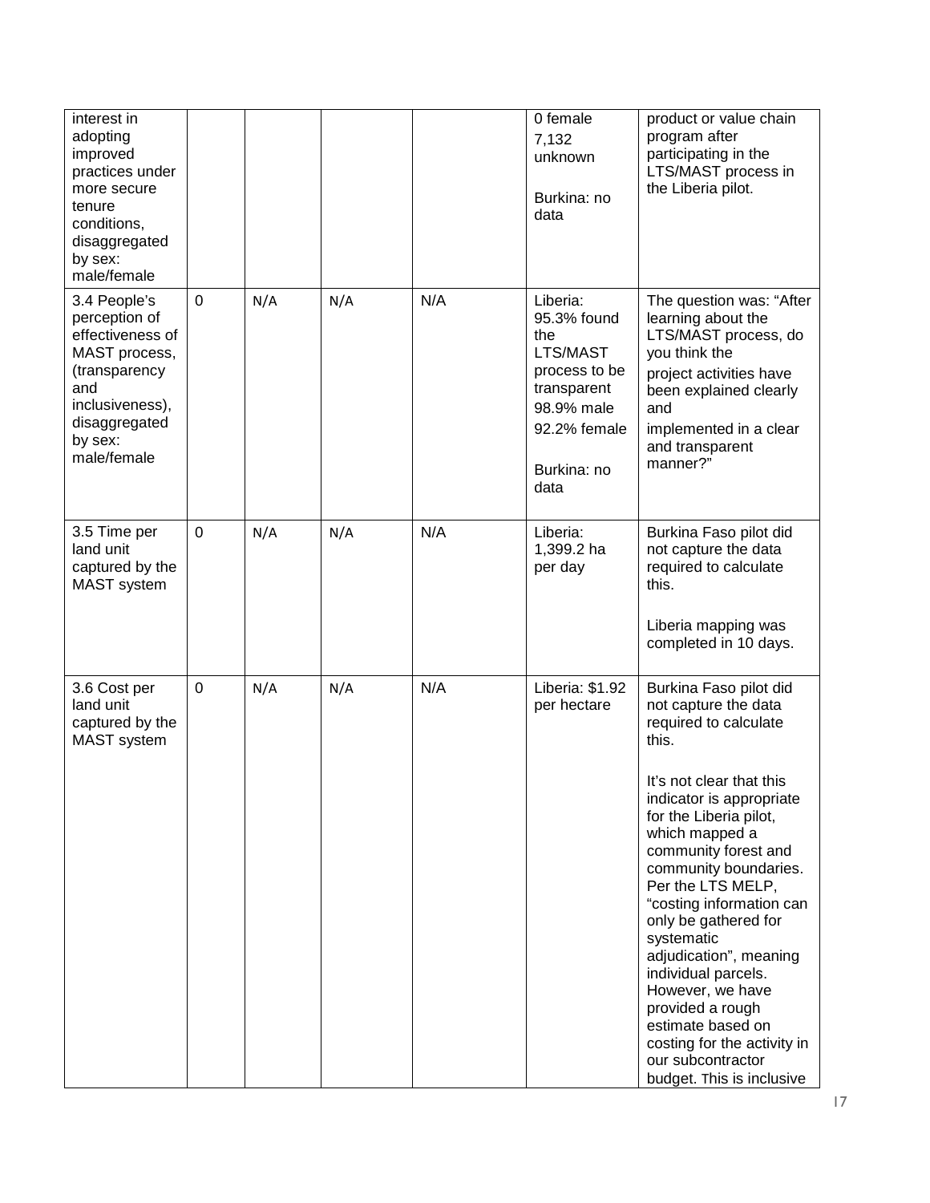| | | | | | | |
|---|---|---|---|---|---|---|
| interest in adopting improved practices under more secure tenure conditions, disaggregated by sex: male/female | | | | | 0 female<br>7,132 unknown<br><br>Burkina: no data | product or value chain program after participating in the LTS/MAST process in the Liberia pilot. |
| 3.4 People's perception of effectiveness of MAST process, (transparency and inclusiveness), disaggregated by sex: male/female | 0 | N/A | N/A | N/A | Liberia: 95.3% found the LTS/MAST process to be transparent<br>98.9% male<br>92.2% female<br><br>Burkina: no data | The question was: "After learning about the LTS/MAST process, do you think the project activities have been explained clearly and implemented in a clear and transparent manner?" |
| 3.5 Time per land unit captured by the MAST system | 0 | N/A | N/A | N/A | Liberia: 1,399.2 ha per day | Burkina Faso pilot did not capture the data required to calculate this.<br><br>Liberia mapping was completed in 10 days. |
| 3.6 Cost per land unit captured by the MAST system | 0 | N/A | N/A | N/A | Liberia: $1.92 per hectare | Burkina Faso pilot did not capture the data required to calculate this.<br><br>It's not clear that this indicator is appropriate for the Liberia pilot, which mapped a community forest and community boundaries. Per the LTS MELP, "costing information can only be gathered for systematic adjudication", meaning individual parcels. However, we have provided a rough estimate based on costing for the activity in our subcontractor budget. This is inclusive |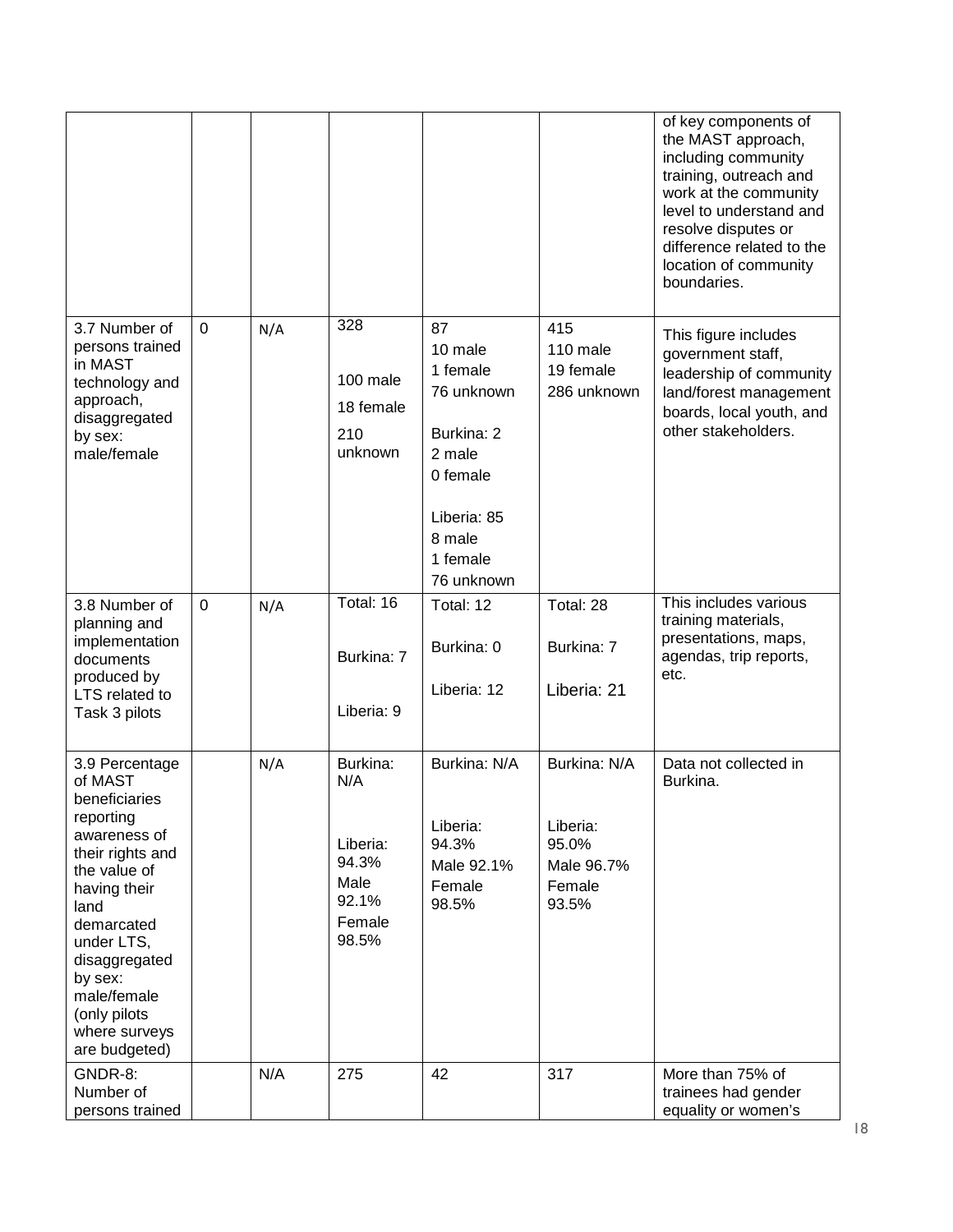| | | | | | | |
|---|---|---|---|---|---|---|
| | | | | | | of key components of the MAST approach, including community training, outreach and work at the community level to understand and resolve disputes or difference related to the location of community boundaries. |
| 3.7 Number of persons trained in MAST technology and approach, disaggregated by sex: male/female | 0 | N/A | 328<br><br>100 male<br>18 female<br>210 unknown | 87<br>10 male<br>1 female<br>76 unknown<br><br>Burkina: 2<br>2 male<br>0 female<br><br>Liberia: 85<br>8 male<br>1 female<br>76 unknown | 415<br>110 male<br>19 female<br>286 unknown | This figure includes government staff, leadership of community land/forest management boards, local youth, and other stakeholders. |
| 3.8 Number of planning and implementation documents produced by LTS related to Task 3 pilots | 0 | N/A | Total: 16<br><br>Burkina: 7<br><br>Liberia: 9 | Total: 12<br><br>Burkina: 0<br><br>Liberia: 12 | Total: 28<br><br>Burkina: 7<br><br>Liberia: 21 | This includes various training materials, presentations, maps, agendas, trip reports, etc. |
| 3.9 Percentage of MAST beneficiaries reporting awareness of their rights and the value of having their land demarcated under LTS, disaggregated by sex: male/female (only pilots where surveys are budgeted) | | N/A | Burkina: N/A<br><br>Liberia: 94.3%<br>Male 92.1%<br>Female 98.5% | Burkina: N/A<br><br>Liberia: 94.3%<br>Male 92.1%<br>Female 98.5% | Burkina: N/A<br><br>Liberia: 95.0%<br>Male 96.7%<br>Female 93.5% | Data not collected in Burkina. |
| GNDR-8: Number of persons trained | | N/A | 275 | 42 | 317 | More than 75% of trainees had gender equality or women's |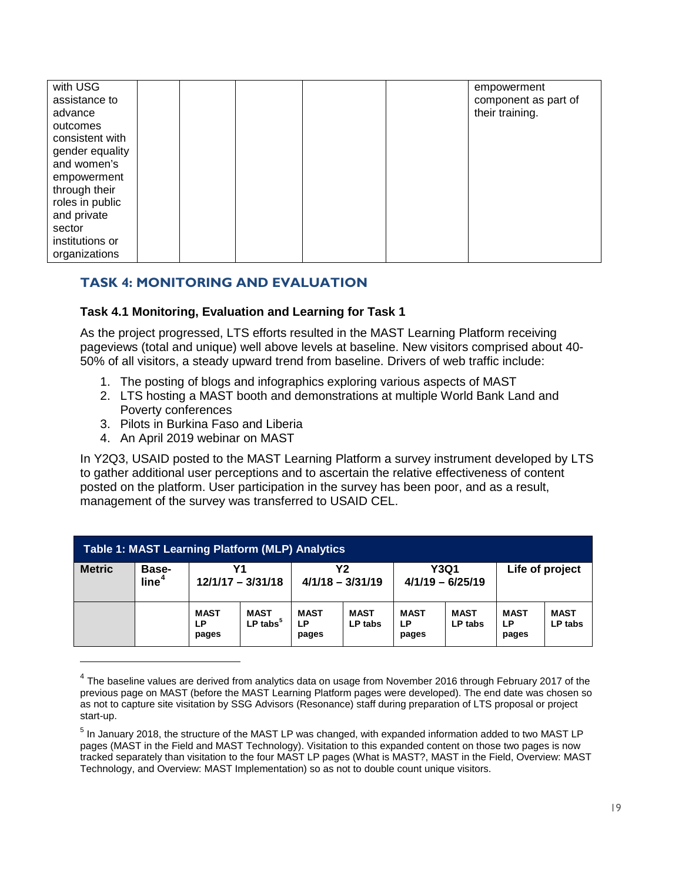| with USG assistance to advance outcomes consistent with gender equality and women's empowerment through their roles in public and private sector institutions or organizations | | | | | | empowerment component as part of their training. |
|---|---|---|---|---|---|---|

## TASK 4: MONITORING AND EVALUATION

### Task 4.1 Monitoring, Evaluation and Learning for Task 1

As the project progressed, LTS efforts resulted in the MAST Learning Platform receiving pageviews (total and unique) well above levels at baseline. New visitors comprised about 40-50% of all visitors, a steady upward trend from baseline. Drivers of web traffic include:

1. The posting of blogs and infographics exploring various aspects of MAST
2. LTS hosting a MAST booth and demonstrations at multiple World Bank Land and Poverty conferences
3. Pilots in Burkina Faso and Liberia
4. An April 2019 webinar on MAST

In Y2Q3, USAID posted to the MAST Learning Platform a survey instrument developed by LTS to gather additional user perceptions and to ascertain the relative effectiveness of content posted on the platform. User participation in the survey has been poor, and as a result, management of the survey was transferred to USAID CEL.

**Table 1: MAST Learning Platform (MLP) Analytics**

| Metric | Baseline[4] | Y1 12/1/17 – 3/31/18 | | Y2 4/1/18 – 3/31/19 | | Y3Q1 4/1/19 – 6/25/19 | | Life of project | |
|---|---|---|---|---|---|---|---|---|---|
| | | MAST LP pages | MAST LP tabs[5] | MAST LP pages | MAST LP tabs | MAST LP pages | MAST LP tabs | MAST LP pages | MAST LP tabs |

[4] The baseline values are derived from analytics data on usage from November 2016 through February 2017 of the previous page on MAST (before the MAST Learning Platform pages were developed). The end date was chosen so as not to capture site visitation by SSG Advisors (Resonance) staff during preparation of LTS proposal or project start-up.

[5] In January 2018, the structure of the MAST LP was changed, with expanded information added to two MAST LP pages (MAST in the Field and MAST Technology). Visitation to this expanded content on those two pages is now tracked separately than visitation to the four MAST LP pages (What is MAST?, MAST in the Field, Overview: MAST Technology, and Overview: MAST Implementation) so as not to double count unique visitors.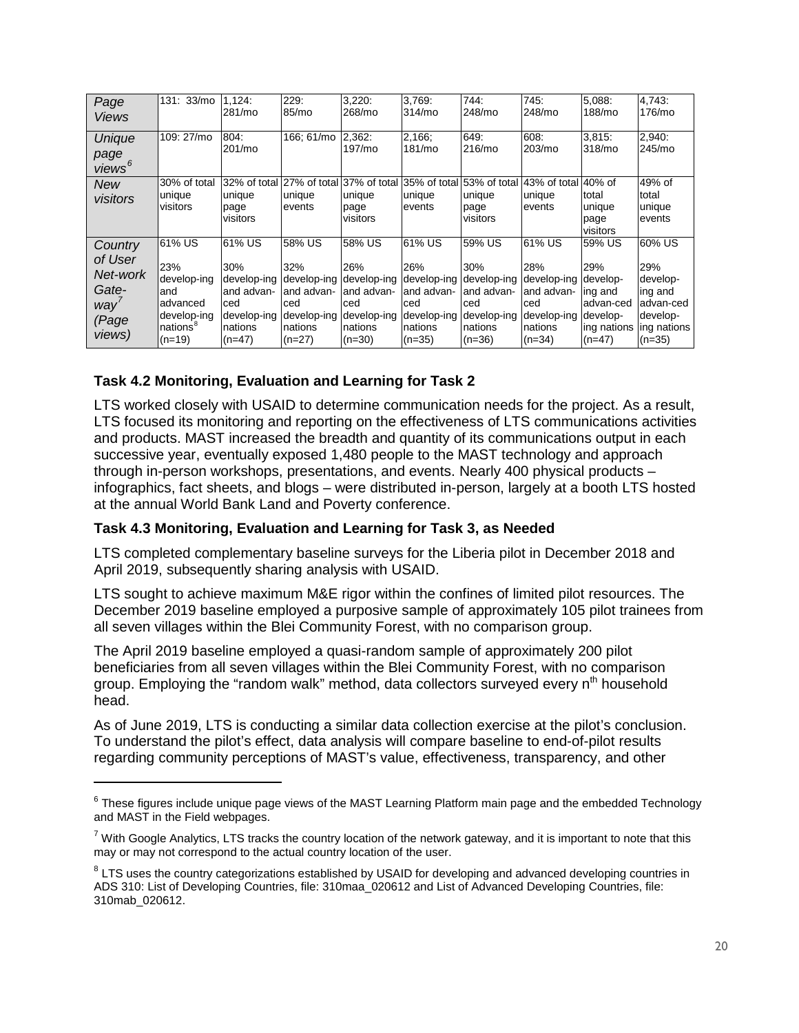| *Page Views* | 131: 33/mo | 1,124: 281/mo | 229: 85/mo | 3,220: 268/mo | 3,769: 314/mo | 744: 248/mo | 745: 248/mo | 5,088: 188/mo | 4,743: 176/mo |
|---|---|---|---|---|---|---|---|---|---|
| *Unique page views*[6] | 109: 27/mo | 804: 201/mo | 166; 61/mo | 2,362: 197/mo | 2,166; 181/mo | 649: 216/mo | 608: 203/mo | 3,815: 318/mo | 2,940: 245/mo |
| *New visitors* | 30% of total unique visitors | 32% of total unique page visitors | 27% of total unique events | 37% of total unique page visitors | 35% of total unique events | 53% of total unique page visitors | 43% of total unique events | 40% of total unique page visitors | 49% of total unique events |
| *Country of User Net-work Gate-way*[7] *(Page views)* | 61% US<br><br>23% develop-ing and advanced develop-ing nations[8] (n=19) | 61% US<br><br>30% develop-ing and advan-ced develop-ing nations (n=47) | 58% US<br><br>32% develop-ing and advan-ced develop-ing nations (n=27) | 58% US<br><br>26% develop-ing and advan-ced develop-ing nations (n=30) | 61% US<br><br>26% develop-ing and advan-ced develop-ing nations (n=35) | 59% US<br><br>30% develop-ing and advan-ced develop-ing nations (n=36) | 61% US<br><br>28% develop-ing and advan-ced develop-ing nations (n=34) | 59% US<br><br>29% develop-ing and advan-ced develop-ing nations (n=47) | 60% US<br><br>29% develop-ing and advan-ced develop-ing nations (n=35) |

### Task 4.2 Monitoring, Evaluation and Learning for Task 2

LTS worked closely with USAID to determine communication needs for the project. As a result, LTS focused its monitoring and reporting on the effectiveness of LTS communications activities and products. MAST increased the breadth and quantity of its communications output in each successive year, eventually exposed 1,480 people to the MAST technology and approach through in-person workshops, presentations, and events. Nearly 400 physical products – infographics, fact sheets, and blogs – were distributed in-person, largely at a booth LTS hosted at the annual World Bank Land and Poverty conference.

### Task 4.3 Monitoring, Evaluation and Learning for Task 3, as Needed

LTS completed complementary baseline surveys for the Liberia pilot in December 2018 and April 2019, subsequently sharing analysis with USAID.

LTS sought to achieve maximum M&E rigor within the confines of limited pilot resources. The December 2019 baseline employed a purposive sample of approximately 105 pilot trainees from all seven villages within the Blei Community Forest, with no comparison group.

The April 2019 baseline employed a quasi-random sample of approximately 200 pilot beneficiaries from all seven villages within the Blei Community Forest, with no comparison group. Employing the "random walk" method, data collectors surveyed every $n^{th}$ household head.

As of June 2019, LTS is conducting a similar data collection exercise at the pilot's conclusion. To understand the pilot's effect, data analysis will compare baseline to end-of-pilot results regarding community perceptions of MAST's value, effectiveness, transparency, and other

---

[6] These figures include unique page views of the MAST Learning Platform main page and the embedded Technology and MAST in the Field webpages.

[7] With Google Analytics, LTS tracks the country location of the network gateway, and it is important to note that this may or may not correspond to the actual country location of the user.

[8] LTS uses the country categorizations established by USAID for developing and advanced developing countries in ADS 310: List of Developing Countries, file: 310maa_020612 and List of Advanced Developing Countries, file: 310mab_020612.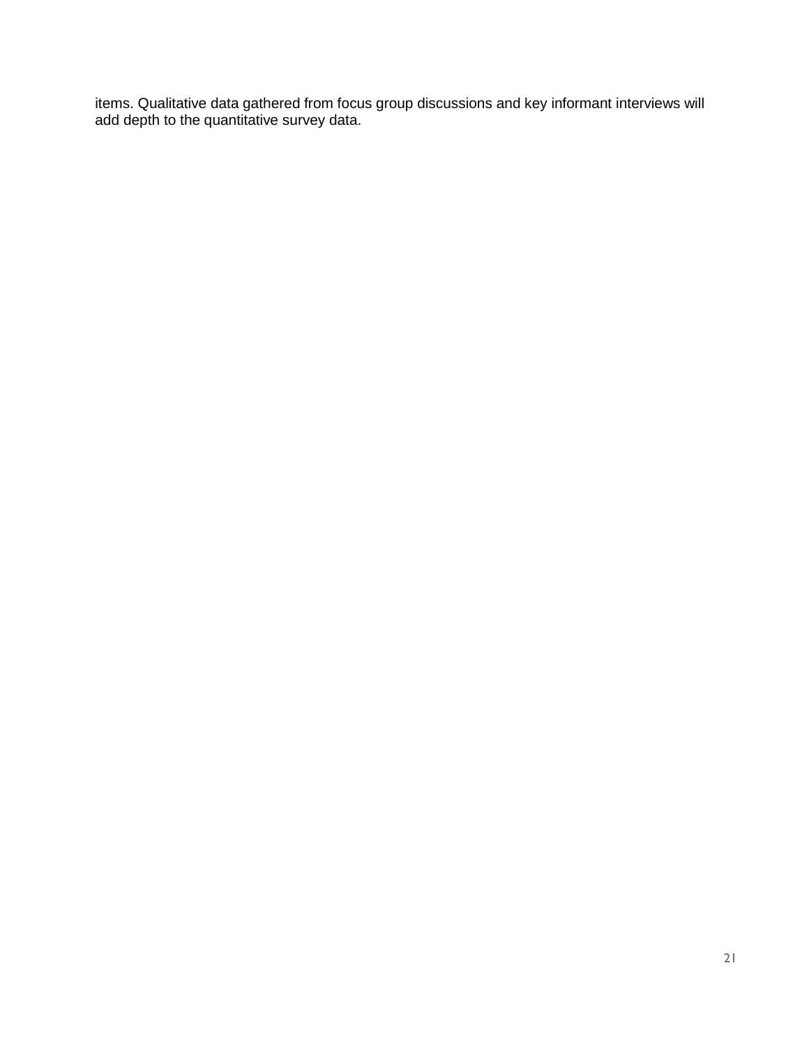items. Qualitative data gathered from focus group discussions and key informant interviews will add depth to the quantitative survey data.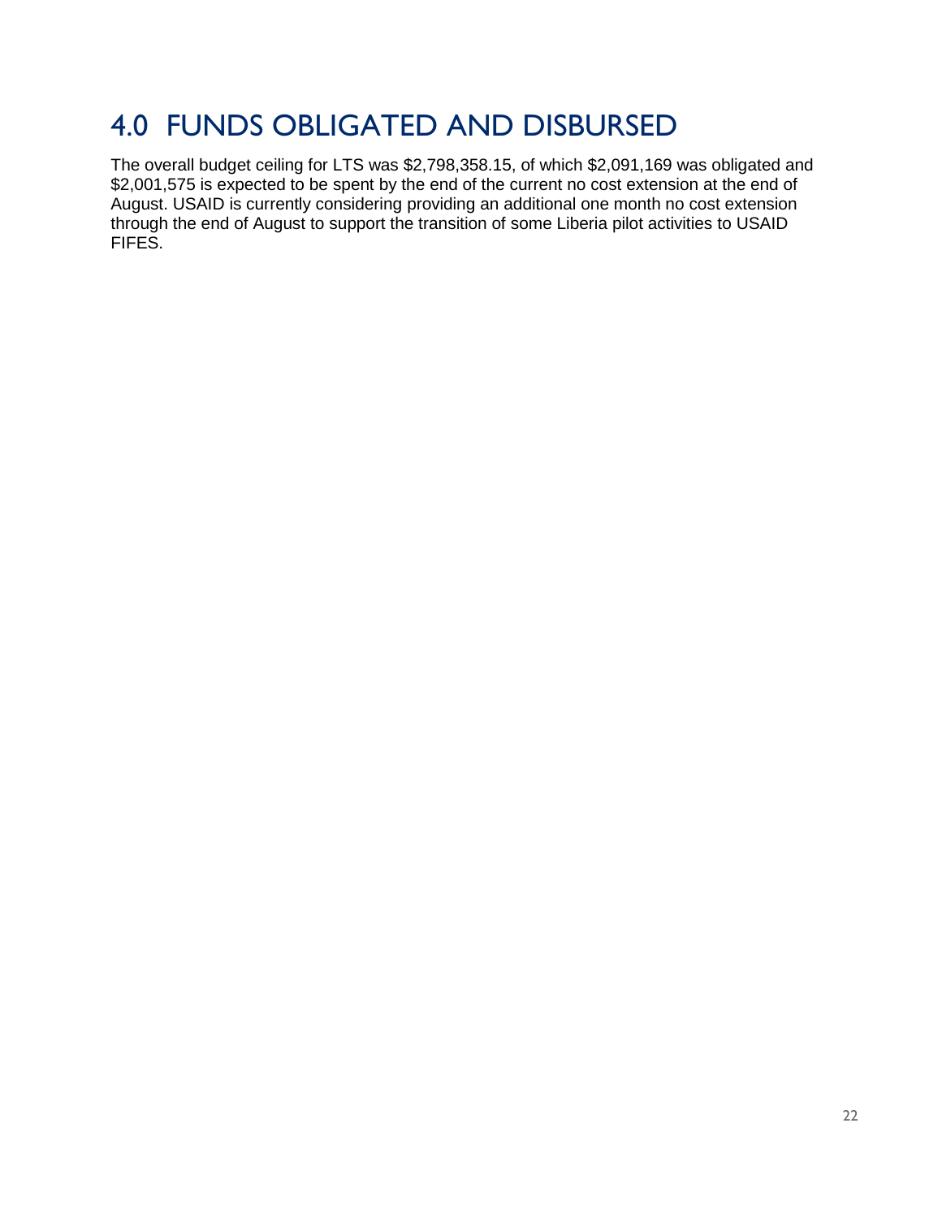# 4.0 FUNDS OBLIGATED AND DISBURSED

The overall budget ceiling for LTS was $2,798,358.15, of which $2,091,169 was obligated and $2,001,575 is expected to be spent by the end of the current no cost extension at the end of August. USAID is currently considering providing an additional one month no cost extension through the end of August to support the transition of some Liberia pilot activities to USAID FIFES.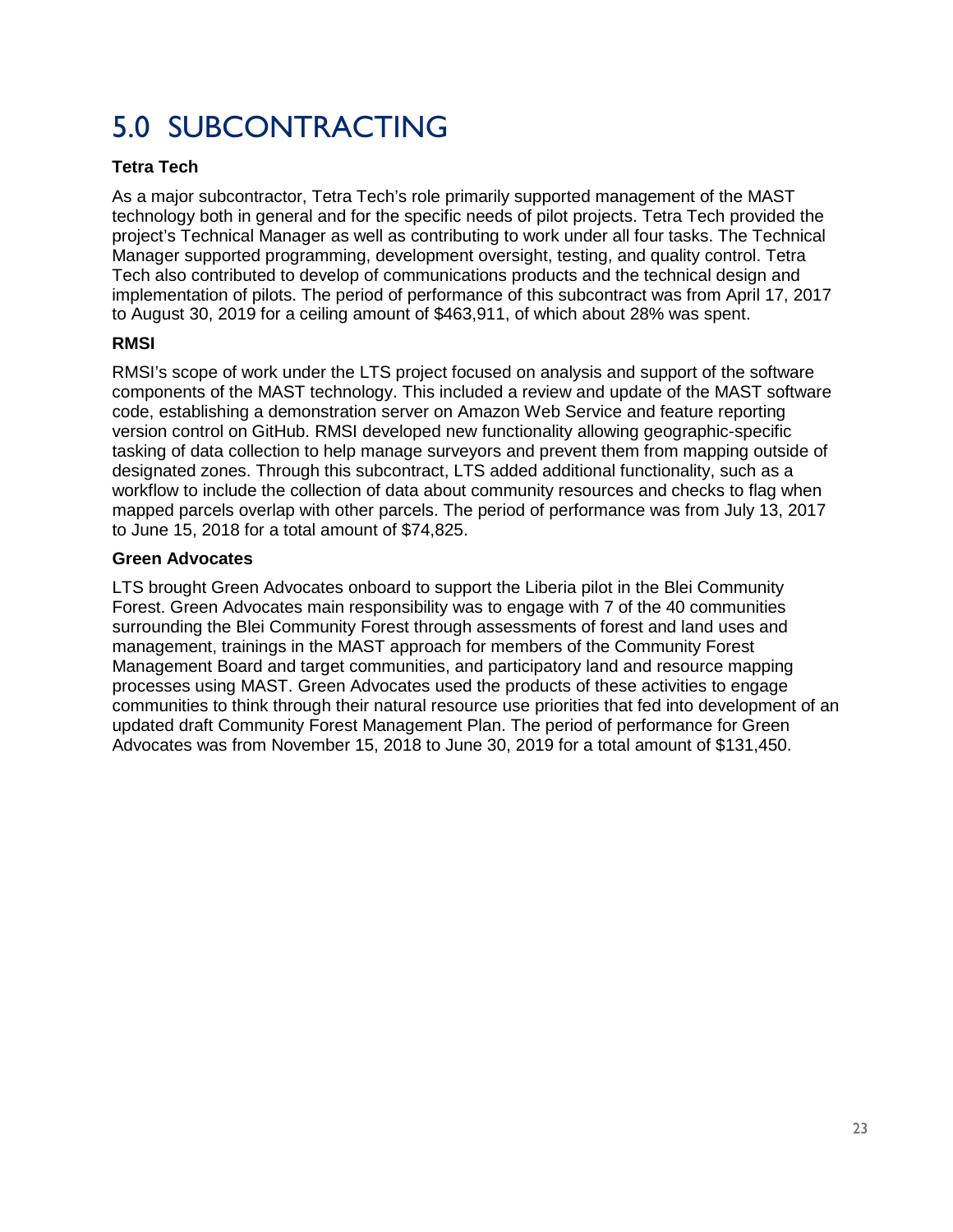# 5.0 SUBCONTRACTING

### Tetra Tech

As a major subcontractor, Tetra Tech's role primarily supported management of the MAST technology both in general and for the specific needs of pilot projects. Tetra Tech provided the project's Technical Manager as well as contributing to work under all four tasks. The Technical Manager supported programming, development oversight, testing, and quality control. Tetra Tech also contributed to develop of communications products and the technical design and implementation of pilots. The period of performance of this subcontract was from April 17, 2017 to August 30, 2019 for a ceiling amount of $463,911, of which about 28% was spent.

### RMSI

RMSI's scope of work under the LTS project focused on analysis and support of the software components of the MAST technology. This included a review and update of the MAST software code, establishing a demonstration server on Amazon Web Service and feature reporting version control on GitHub. RMSI developed new functionality allowing geographic-specific tasking of data collection to help manage surveyors and prevent them from mapping outside of designated zones. Through this subcontract, LTS added additional functionality, such as a workflow to include the collection of data about community resources and checks to flag when mapped parcels overlap with other parcels. The period of performance was from July 13, 2017 to June 15, 2018 for a total amount of $74,825.

### Green Advocates

LTS brought Green Advocates onboard to support the Liberia pilot in the Blei Community Forest. Green Advocates main responsibility was to engage with 7 of the 40 communities surrounding the Blei Community Forest through assessments of forest and land uses and management, trainings in the MAST approach for members of the Community Forest Management Board and target communities, and participatory land and resource mapping processes using MAST. Green Advocates used the products of these activities to engage communities to think through their natural resource use priorities that fed into development of an updated draft Community Forest Management Plan. The period of performance for Green Advocates was from November 15, 2018 to June 30, 2019 for a total amount of $131,450.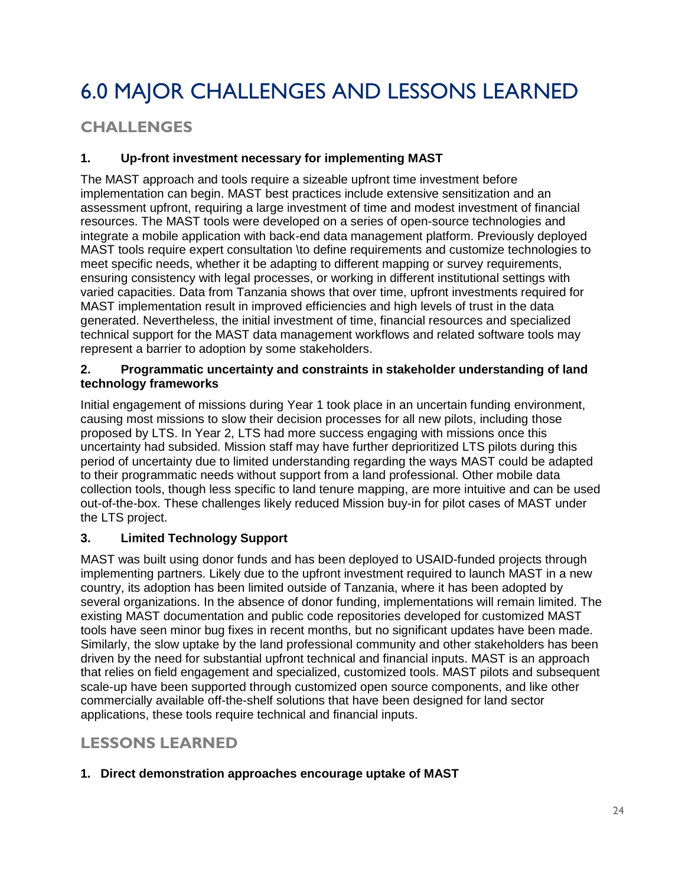# 6.0 MAJOR CHALLENGES AND LESSONS LEARNED

## CHALLENGES

### 1. Up-front investment necessary for implementing MAST

The MAST approach and tools require a sizeable upfront time investment before implementation can begin. MAST best practices include extensive sensitization and an assessment upfront, requiring a large investment of time and modest investment of financial resources. The MAST tools were developed on a series of open-source technologies and integrate a mobile application with back-end data management platform. Previously deployed MAST tools require expert consultation \to define requirements and customize technologies to meet specific needs, whether it be adapting to different mapping or survey requirements, ensuring consistency with legal processes, or working in different institutional settings with varied capacities. Data from Tanzania shows that over time, upfront investments required for MAST implementation result in improved efficiencies and high levels of trust in the data generated. Nevertheless, the initial investment of time, financial resources and specialized technical support for the MAST data management workflows and related software tools may represent a barrier to adoption by some stakeholders.

### 2. Programmatic uncertainty and constraints in stakeholder understanding of land technology frameworks

Initial engagement of missions during Year 1 took place in an uncertain funding environment, causing most missions to slow their decision processes for all new pilots, including those proposed by LTS. In Year 2, LTS had more success engaging with missions once this uncertainty had subsided. Mission staff may have further deprioritized LTS pilots during this period of uncertainty due to limited understanding regarding the ways MAST could be adapted to their programmatic needs without support from a land professional. Other mobile data collection tools, though less specific to land tenure mapping, are more intuitive and can be used out-of-the-box. These challenges likely reduced Mission buy-in for pilot cases of MAST under the LTS project.

### 3. Limited Technology Support

MAST was built using donor funds and has been deployed to USAID-funded projects through implementing partners. Likely due to the upfront investment required to launch MAST in a new country, its adoption has been limited outside of Tanzania, where it has been adopted by several organizations. In the absence of donor funding, implementations will remain limited. The existing MAST documentation and public code repositories developed for customized MAST tools have seen minor bug fixes in recent months, but no significant updates have been made. Similarly, the slow uptake by the land professional community and other stakeholders has been driven by the need for substantial upfront technical and financial inputs. MAST is an approach that relies on field engagement and specialized, customized tools. MAST pilots and subsequent scale-up have been supported through customized open source components, and like other commercially available off-the-shelf solutions that have been designed for land sector applications, these tools require technical and financial inputs.

## LESSONS LEARNED

### 1. Direct demonstration approaches encourage uptake of MAST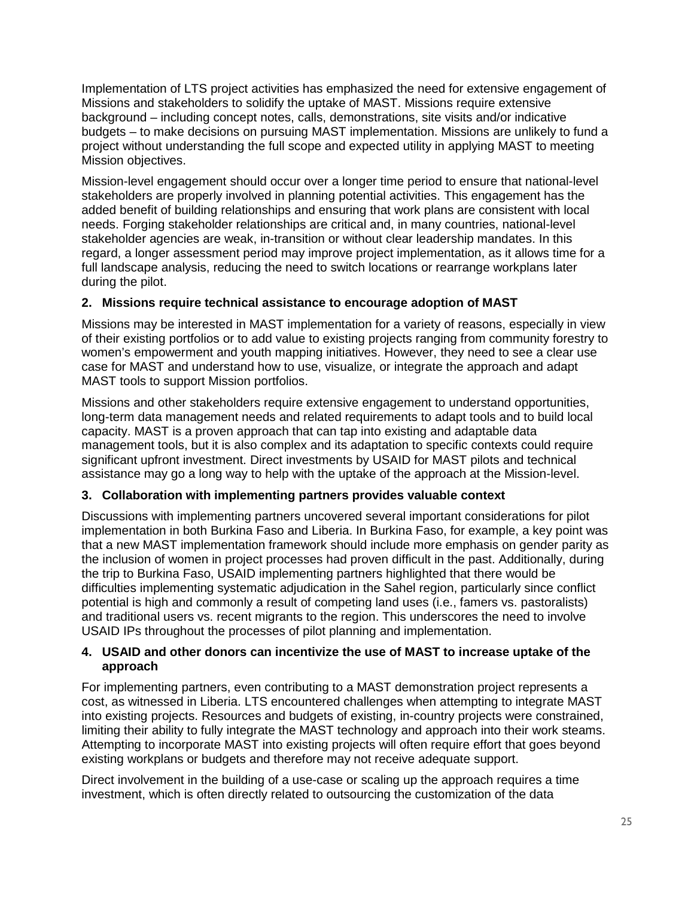Implementation of LTS project activities has emphasized the need for extensive engagement of Missions and stakeholders to solidify the uptake of MAST. Missions require extensive background – including concept notes, calls, demonstrations, site visits and/or indicative budgets – to make decisions on pursuing MAST implementation. Missions are unlikely to fund a project without understanding the full scope and expected utility in applying MAST to meeting Mission objectives.

Mission-level engagement should occur over a longer time period to ensure that national-level stakeholders are properly involved in planning potential activities. This engagement has the added benefit of building relationships and ensuring that work plans are consistent with local needs. Forging stakeholder relationships are critical and, in many countries, national-level stakeholder agencies are weak, in-transition or without clear leadership mandates. In this regard, a longer assessment period may improve project implementation, as it allows time for a full landscape analysis, reducing the need to switch locations or rearrange workplans later during the pilot.

**2. Missions require technical assistance to encourage adoption of MAST**

Missions may be interested in MAST implementation for a variety of reasons, especially in view of their existing portfolios or to add value to existing projects ranging from community forestry to women's empowerment and youth mapping initiatives. However, they need to see a clear use case for MAST and understand how to use, visualize, or integrate the approach and adapt MAST tools to support Mission portfolios.

Missions and other stakeholders require extensive engagement to understand opportunities, long-term data management needs and related requirements to adapt tools and to build local capacity. MAST is a proven approach that can tap into existing and adaptable data management tools, but it is also complex and its adaptation to specific contexts could require significant upfront investment. Direct investments by USAID for MAST pilots and technical assistance may go a long way to help with the uptake of the approach at the Mission-level.

**3. Collaboration with implementing partners provides valuable context**

Discussions with implementing partners uncovered several important considerations for pilot implementation in both Burkina Faso and Liberia. In Burkina Faso, for example, a key point was that a new MAST implementation framework should include more emphasis on gender parity as the inclusion of women in project processes had proven difficult in the past. Additionally, during the trip to Burkina Faso, USAID implementing partners highlighted that there would be difficulties implementing systematic adjudication in the Sahel region, particularly since conflict potential is high and commonly a result of competing land uses (i.e., famers vs. pastoralists) and traditional users vs. recent migrants to the region. This underscores the need to involve USAID IPs throughout the processes of pilot planning and implementation.

**4. USAID and other donors can incentivize the use of MAST to increase uptake of the approach**

For implementing partners, even contributing to a MAST demonstration project represents a cost, as witnessed in Liberia. LTS encountered challenges when attempting to integrate MAST into existing projects. Resources and budgets of existing, in-country projects were constrained, limiting their ability to fully integrate the MAST technology and approach into their work steams. Attempting to incorporate MAST into existing projects will often require effort that goes beyond existing workplans or budgets and therefore may not receive adequate support.

Direct involvement in the building of a use-case or scaling up the approach requires a time investment, which is often directly related to outsourcing the customization of the data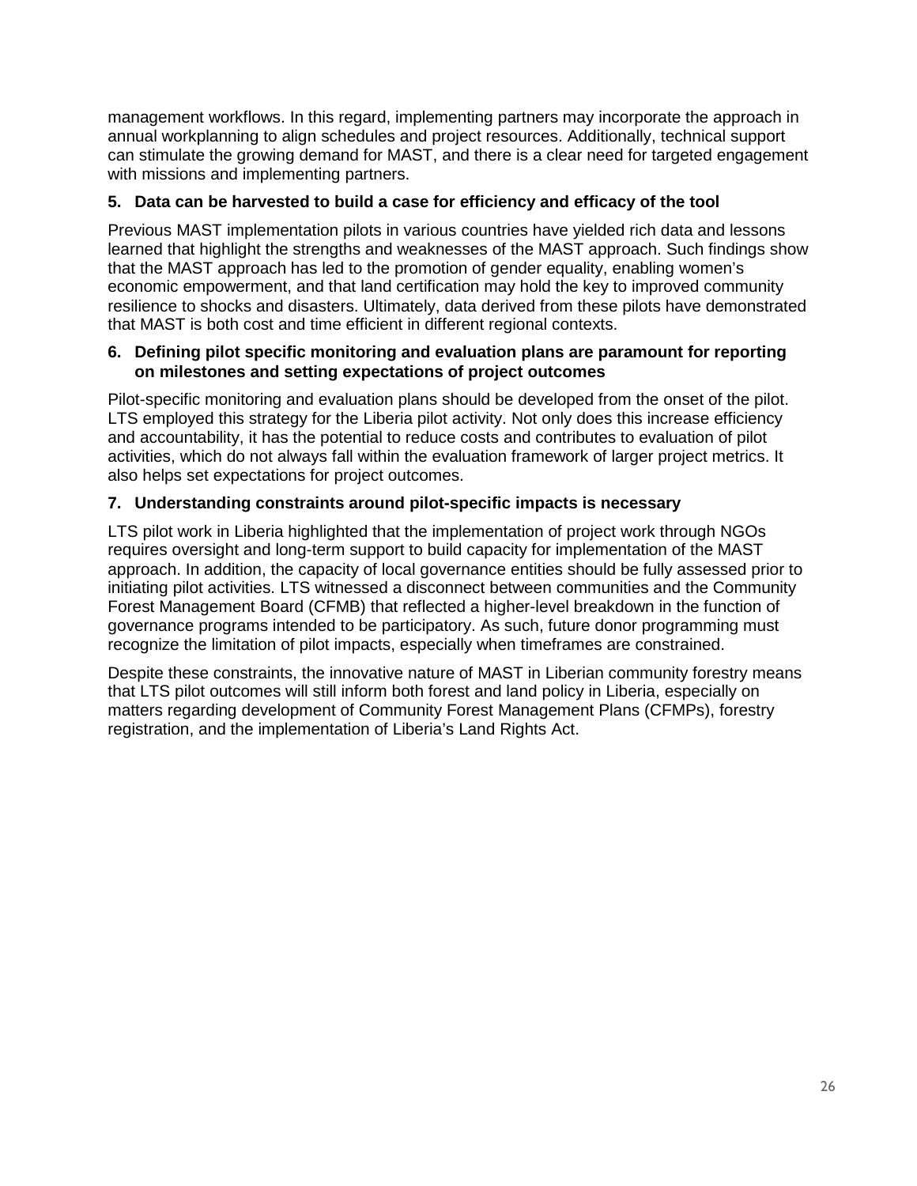management workflows. In this regard, implementing partners may incorporate the approach in annual workplanning to align schedules and project resources. Additionally, technical support can stimulate the growing demand for MAST, and there is a clear need for targeted engagement with missions and implementing partners.

**5. Data can be harvested to build a case for efficiency and efficacy of the tool**

Previous MAST implementation pilots in various countries have yielded rich data and lessons learned that highlight the strengths and weaknesses of the MAST approach. Such findings show that the MAST approach has led to the promotion of gender equality, enabling women's economic empowerment, and that land certification may hold the key to improved community resilience to shocks and disasters. Ultimately, data derived from these pilots have demonstrated that MAST is both cost and time efficient in different regional contexts.

**6. Defining pilot specific monitoring and evaluation plans are paramount for reporting on milestones and setting expectations of project outcomes**

Pilot-specific monitoring and evaluation plans should be developed from the onset of the pilot. LTS employed this strategy for the Liberia pilot activity. Not only does this increase efficiency and accountability, it has the potential to reduce costs and contributes to evaluation of pilot activities, which do not always fall within the evaluation framework of larger project metrics. It also helps set expectations for project outcomes.

**7. Understanding constraints around pilot-specific impacts is necessary**

LTS pilot work in Liberia highlighted that the implementation of project work through NGOs requires oversight and long-term support to build capacity for implementation of the MAST approach. In addition, the capacity of local governance entities should be fully assessed prior to initiating pilot activities. LTS witnessed a disconnect between communities and the Community Forest Management Board (CFMB) that reflected a higher-level breakdown in the function of governance programs intended to be participatory. As such, future donor programming must recognize the limitation of pilot impacts, especially when timeframes are constrained.

Despite these constraints, the innovative nature of MAST in Liberian community forestry means that LTS pilot outcomes will still inform both forest and land policy in Liberia, especially on matters regarding development of Community Forest Management Plans (CFMPs), forestry registration, and the implementation of Liberia's Land Rights Act.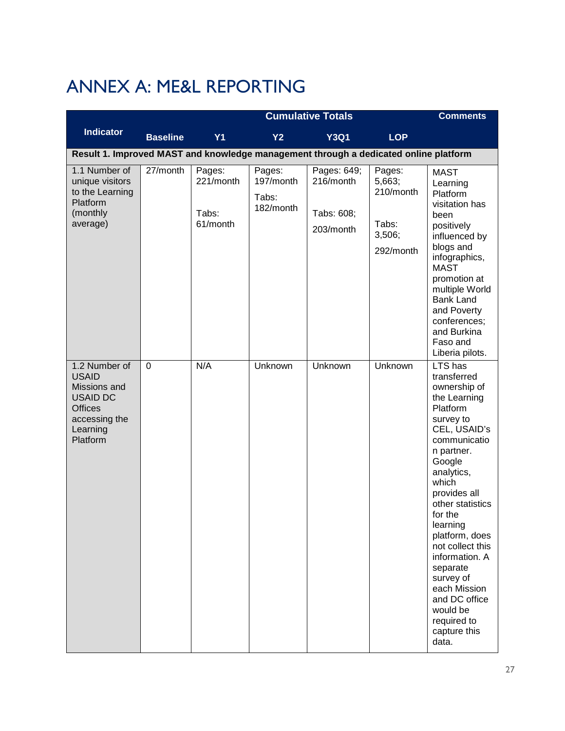# ANNEX A: ME&L REPORTING

| Indicator | Cumulative Totals | | | | | Comments |
|---|---|---|---|---|---|---|
| | Baseline | Y1 | Y2 | Y3Q1 | LOP | |
| **Result 1. Improved MAST and knowledge management through a dedicated online platform** | | | | | | |
| 1.1 Number of unique visitors to the Learning Platform (monthly average) | 27/month | Pages: 221/month<br><br>Tabs: 61/month | Pages: 197/month<br><br>Tabs: 182/month | Pages: 649; 216/month<br><br>Tabs: 608; 203/month | Pages: 5,663; 210/month<br><br>Tabs: 3,506; 292/month | MAST Learning Platform visitation has been positively influenced by blogs and infographics, MAST promotion at multiple World Bank Land and Poverty conferences; and Burkina Faso and Liberia pilots. |
| 1.2 Number of USAID Missions and USAID DC Offices accessing the Learning Platform | 0 | N/A | Unknown | Unknown | Unknown | LTS has transferred ownership of the Learning Platform survey to CEL, USAID's communication partner. Google analytics, which provides all other statistics for the learning platform, does not collect this information. A separate survey of each Mission and DC office would be required to capture this data. |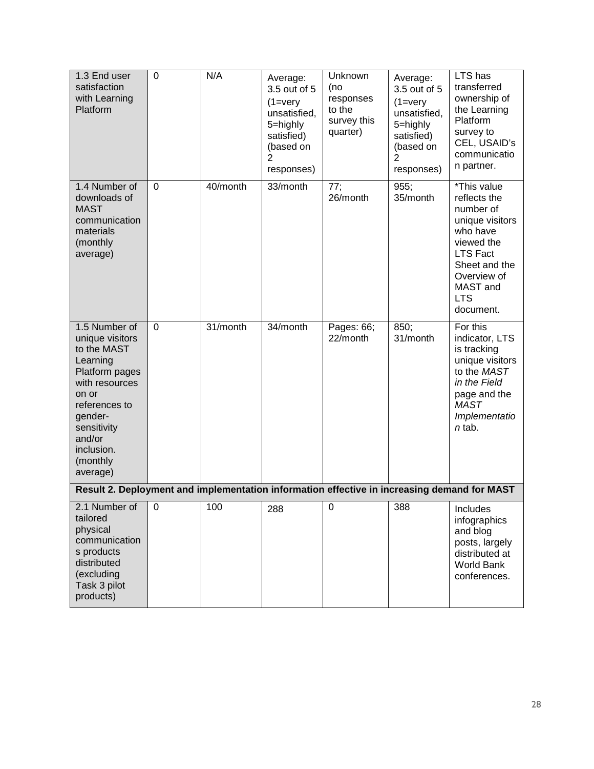| | | | | | | |
|---|---|---|---|---|---|---|
| 1.3 End user satisfaction with Learning Platform | 0 | N/A | Average: 3.5 out of 5 (1=very unsatisfied, 5=highly satisfied) (based on 2 responses) | Unknown (no responses to the survey this quarter) | Average: 3.5 out of 5 (1=very unsatisfied, 5=highly satisfied) (based on 2 responses) | LTS has transferred ownership of the Learning Platform survey to CEL, USAID's communication partner. |
| 1.4 Number of downloads of MAST communication materials (monthly average) | 0 | 40/month | 33/month | 77; 26/month | 955; 35/month | *This value reflects the number of unique visitors who have viewed the LTS Fact Sheet and the Overview of MAST and LTS document. |
| 1.5 Number of unique visitors to the MAST Learning Platform pages with resources on or references to gender-sensitivity and/or inclusion. (monthly average) | 0 | 31/month | 34/month | Pages: 66; 22/month | 850; 31/month | For this indicator, LTS is tracking unique visitors to the *MAST in the Field* page and the *MAST Implementation* tab. |
| **Result 2. Deployment and implementation information effective in increasing demand for MAST** | | | | | | |
| 2.1 Number of tailored physical communications products distributed (excluding Task 3 pilot products) | 0 | 100 | 288 | 0 | 388 | Includes infographics and blog posts, largely distributed at World Bank conferences. |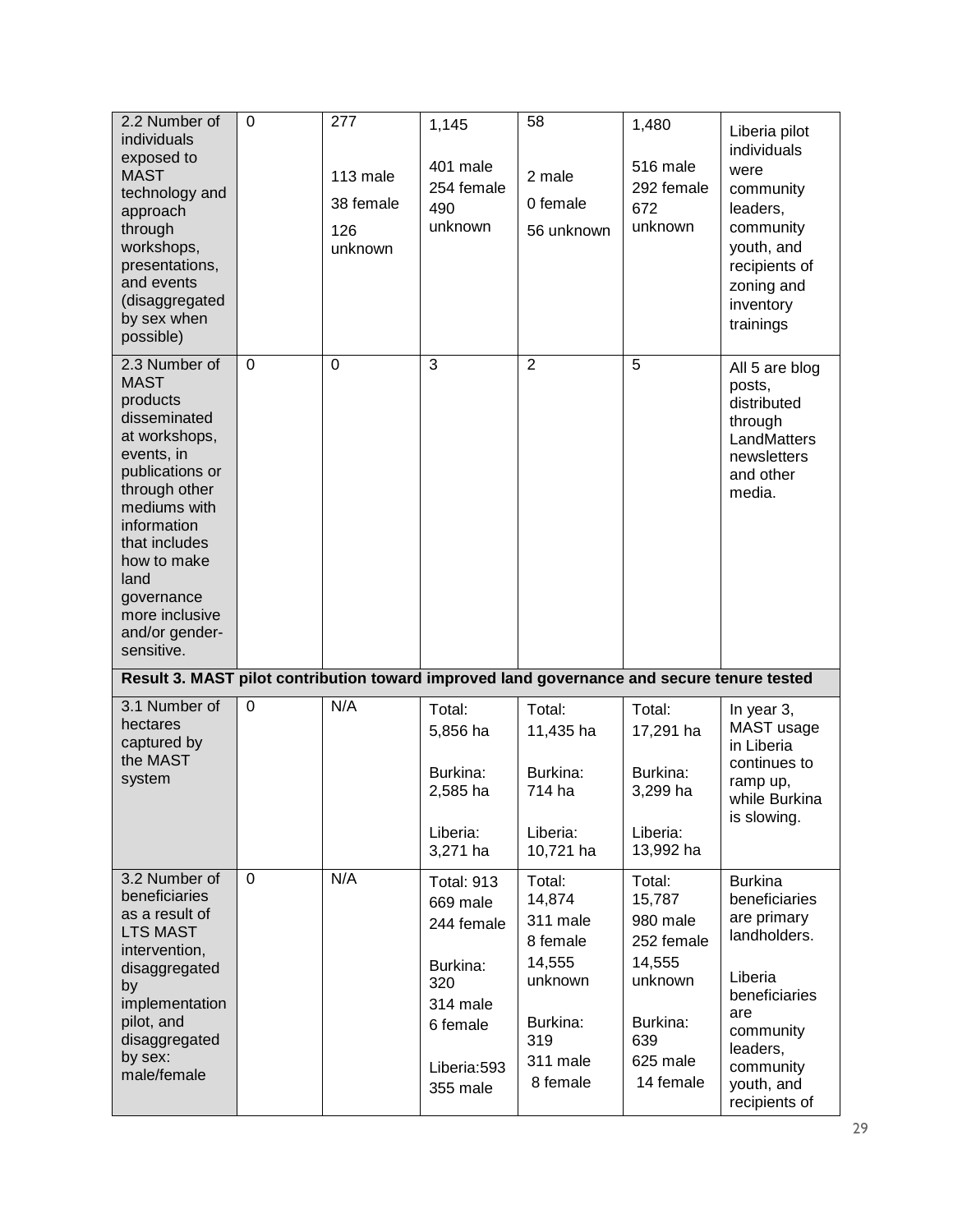| 2.2 Number of individuals exposed to MAST technology and approach through workshops, presentations, and events (disaggregated by sex when possible) | 0 | 277<br><br>113 male<br>38 female<br>126 unknown | 1,145<br><br>401 male<br>254 female<br>490 unknown | 58<br><br>2 male<br>0 female<br>56 unknown | 1,480<br><br>516 male<br>292 female<br>672 unknown | Liberia pilot individuals were community leaders, community youth, and recipients of zoning and inventory trainings |
|---|---|---|---|---|---|---|
| 2.3 Number of MAST products disseminated at workshops, events, in publications or through other mediums with information that includes how to make land governance more inclusive and/or gender-sensitive. | 0 | 0 | 3 | 2 | 5 | All 5 are blog posts, distributed through LandMatters newsletters and other media. |
| **Result 3. MAST pilot contribution toward improved land governance and secure tenure tested** | | | | | | |
| 3.1 Number of hectares captured by the MAST system | 0 | N/A | Total:<br>5,856 ha<br><br>Burkina:<br>2,585 ha<br><br>Liberia:<br>3,271 ha | Total:<br>11,435 ha<br><br>Burkina:<br>714 ha<br><br>Liberia:<br>10,721 ha | Total:<br>17,291 ha<br><br>Burkina:<br>3,299 ha<br><br>Liberia:<br>13,992 ha | In year 3, MAST usage in Liberia continues to ramp up, while Burkina is slowing. |
| 3.2 Number of beneficiaries as a result of LTS MAST intervention, disaggregated by implementation pilot, and disaggregated by sex: male/female | 0 | N/A | Total: 913<br>669 male<br>244 female<br><br>Burkina:<br>320<br>314 male<br>6 female<br><br>Liberia:593<br>355 male | Total:<br>14,874<br>311 male<br>8 female<br>14,555 unknown<br><br>Burkina:<br>319<br>311 male<br>8 female | Total:<br>15,787<br>980 male<br>252 female<br>14,555 unknown<br><br>Burkina:<br>639<br>625 male<br>14 female | Burkina beneficiaries are primary landholders.<br><br>Liberia beneficiaries are community leaders, community youth, and recipients of |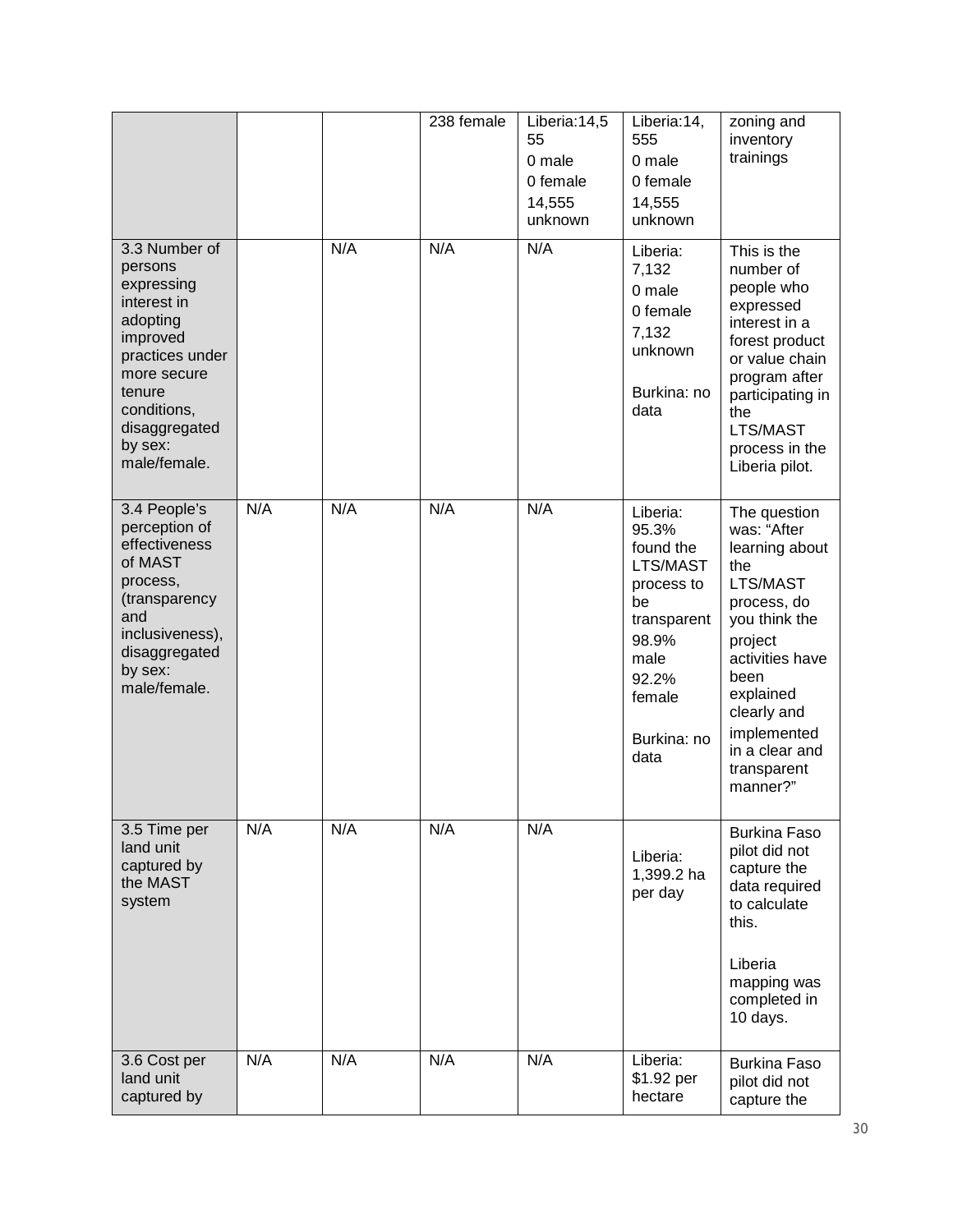| | | | | | | |
|---|---|---|---|---|---|---|
| | | | 238 female | Liberia:14,555<br>0 male<br>0 female<br>14,555 unknown | Liberia:14,555<br>0 male<br>0 female<br>14,555 unknown | zoning and inventory trainings |
| 3.3 Number of persons expressing interest in adopting improved practices under more secure tenure conditions, disaggregated by sex: male/female. | | N/A | N/A | N/A | Liberia: 7,132<br>0 male<br>0 female<br>7,132 unknown<br><br>Burkina: no data | This is the number of people who expressed interest in a forest product or value chain program after participating in the LTS/MAST process in the Liberia pilot. |
| 3.4 People's perception of effectiveness of MAST process, (transparency and inclusiveness), disaggregated by sex: male/female. | N/A | N/A | N/A | N/A | Liberia: 95.3% found the LTS/MAST process to be transparent<br>98.9% male<br>92.2% female<br><br>Burkina: no data | The question was: "After learning about the LTS/MAST process, do you think the project activities have been explained clearly and implemented in a clear and transparent manner?" |
| 3.5 Time per land unit captured by the MAST system | N/A | N/A | N/A | N/A | Liberia: 1,399.2 ha per day | Burkina Faso pilot did not capture the data required to calculate this.<br><br>Liberia mapping was completed in 10 days. |
| 3.6 Cost per land unit captured by | N/A | N/A | N/A | N/A | Liberia: $1.92 per hectare | Burkina Faso pilot did not capture the |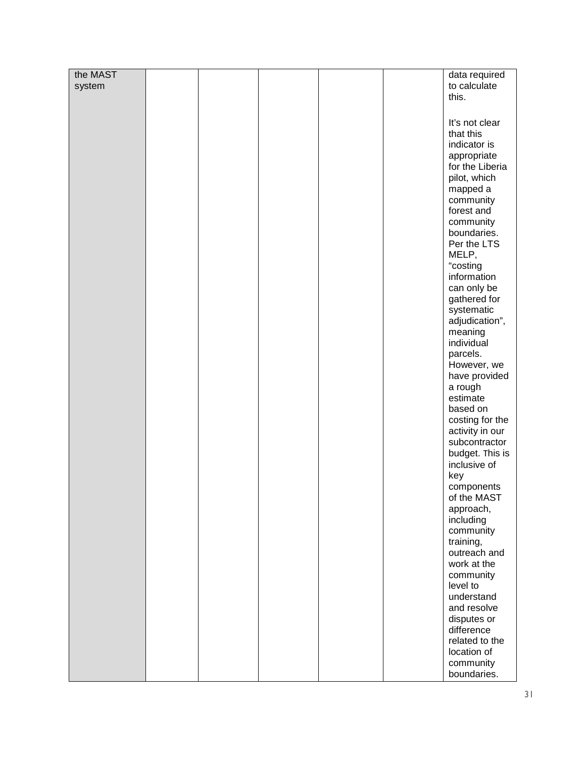| | | | | | | |
|---|---|---|---|---|---|---|
| the MAST system | | | | | | data required to calculate this.<br><br>It's not clear that this indicator is appropriate for the Liberia pilot, which mapped a community forest and community boundaries. Per the LTS MELP, "costing information can only be gathered for systematic adjudication", meaning individual parcels. However, we have provided a rough estimate based on costing for the activity in our subcontractor budget. This is inclusive of key components of the MAST approach, including community training, outreach and work at the community level to understand and resolve disputes or difference related to the location of community boundaries. |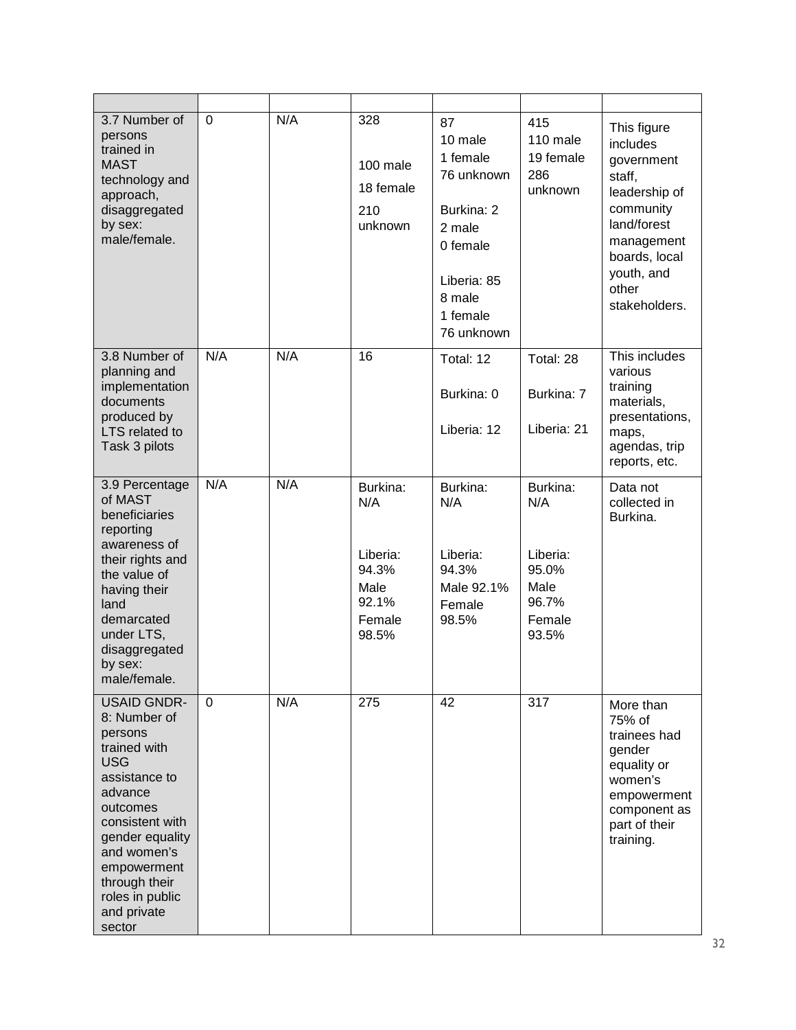| | | | | | | |
|---|---|---|---|---|---|---|
| 3.7 Number of persons trained in MAST technology and approach, disaggregated by sex: male/female. | 0 | N/A | 328<br><br>100 male<br><br>18 female<br><br>210 unknown | 87<br>10 male<br>1 female<br>76 unknown<br><br>Burkina: 2<br>2 male<br>0 female<br><br>Liberia: 85<br>8 male<br>1 female<br>76 unknown | 415<br>110 male<br>19 female<br>286 unknown | This figure includes government staff, leadership of community land/forest management boards, local youth, and other stakeholders. |
| 3.8 Number of planning and implementation documents produced by LTS related to Task 3 pilots | N/A | N/A | 16 | Total: 12<br><br>Burkina: 0<br><br>Liberia: 12 | Total: 28<br><br>Burkina: 7<br><br>Liberia: 21 | This includes various training materials, presentations, maps, agendas, trip reports, etc. |
| 3.9 Percentage of MAST beneficiaries reporting awareness of their rights and the value of having their land demarcated under LTS, disaggregated by sex: male/female. | N/A | N/A | Burkina: N/A<br><br>Liberia: 94.3%<br>Male 92.1%<br>Female 98.5% | Burkina: N/A<br><br>Liberia: 94.3%<br>Male 92.1%<br>Female 98.5% | Burkina: N/A<br><br>Liberia: 95.0%<br>Male 96.7%<br>Female 93.5% | Data not collected in Burkina. |
| USAID GNDR-8: Number of persons trained with USG assistance to advance outcomes consistent with gender equality and women's empowerment through their roles in public and private sector | 0 | N/A | 275 | 42 | 317 | More than 75% of trainees had gender equality or women's empowerment component as part of their training. |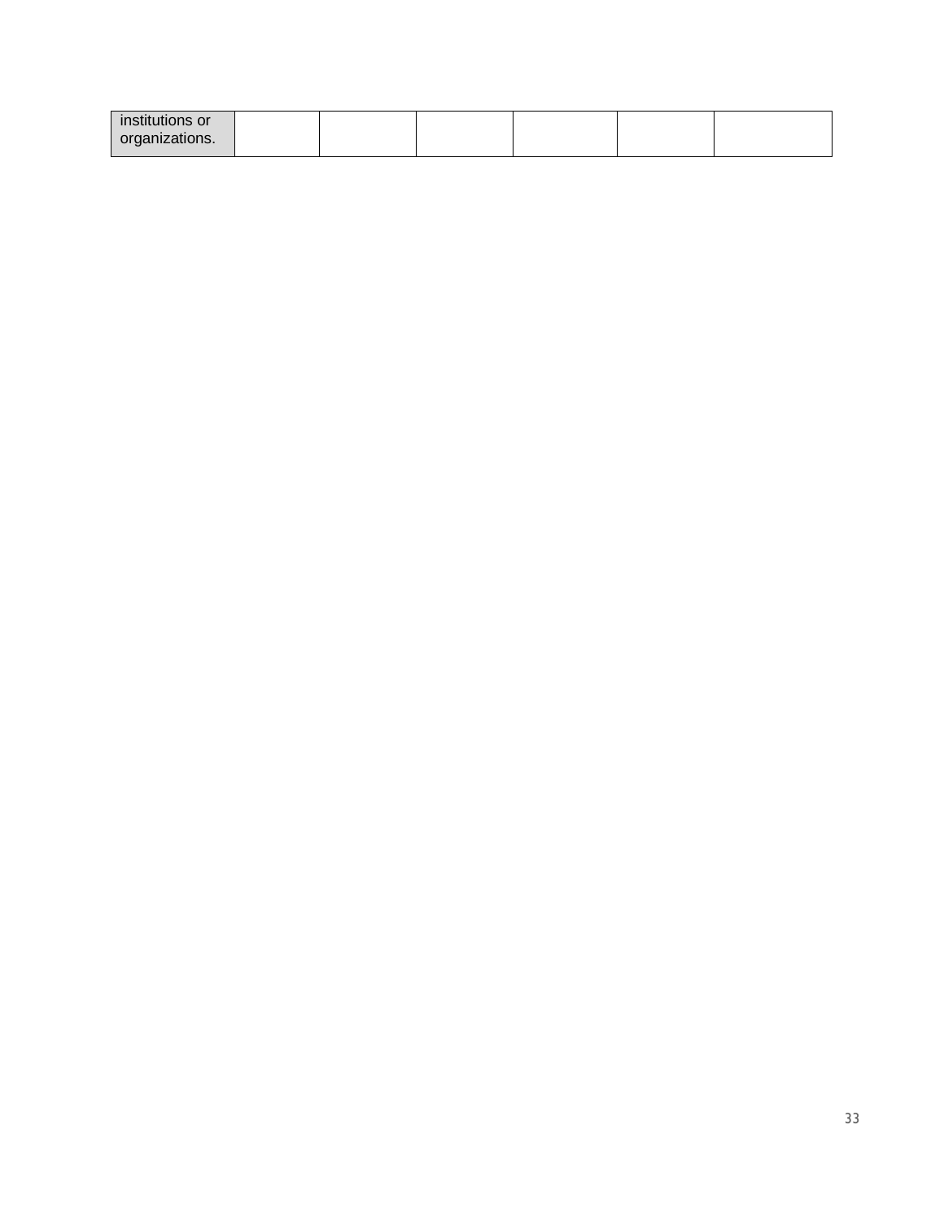| institutions or organizations. | | | | | | |
|---|---|---|---|---|---|---|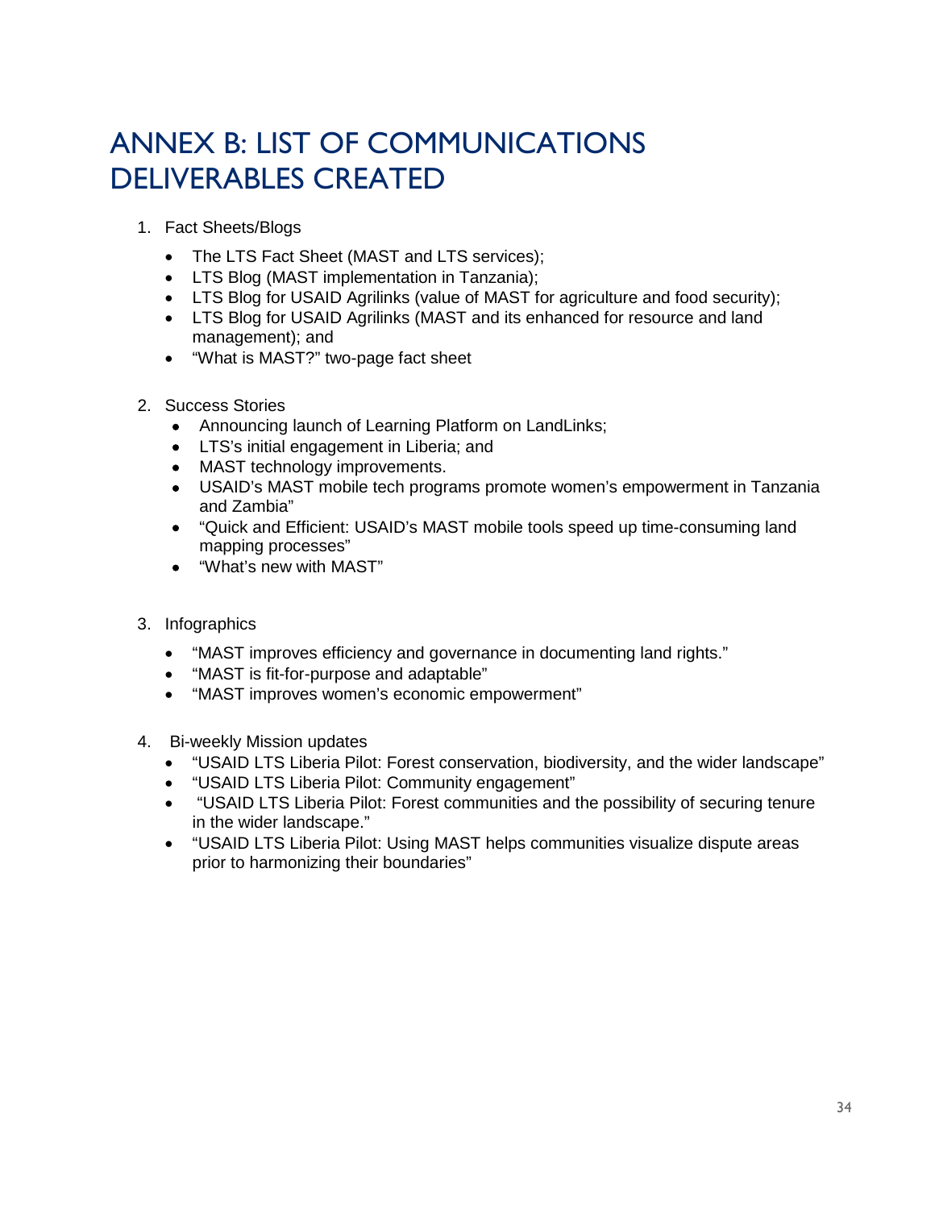# ANNEX B: LIST OF COMMUNICATIONS DELIVERABLES CREATED

1. Fact Sheets/Blogs
    - The LTS Fact Sheet (MAST and LTS services);
    - LTS Blog (MAST implementation in Tanzania);
    - LTS Blog for USAID Agrilinks (value of MAST for agriculture and food security);
    - LTS Blog for USAID Agrilinks (MAST and its enhanced for resource and land management); and
    - "What is MAST?" two-page fact sheet

2. Success Stories
    - Announcing launch of Learning Platform on LandLinks;
    - LTS's initial engagement in Liberia; and
    - MAST technology improvements.
    - USAID's MAST mobile tech programs promote women's empowerment in Tanzania and Zambia"
    - "Quick and Efficient: USAID's MAST mobile tools speed up time-consuming land mapping processes"
    - "What's new with MAST"

3. Infographics
    - "MAST improves efficiency and governance in documenting land rights."
    - "MAST is fit-for-purpose and adaptable"
    - "MAST improves women's economic empowerment"

4. Bi-weekly Mission updates
    - "USAID LTS Liberia Pilot: Forest conservation, biodiversity, and the wider landscape"
    - "USAID LTS Liberia Pilot: Community engagement"
    - "USAID LTS Liberia Pilot: Forest communities and the possibility of securing tenure in the wider landscape."
    - "USAID LTS Liberia Pilot: Using MAST helps communities visualize dispute areas prior to harmonizing their boundaries"